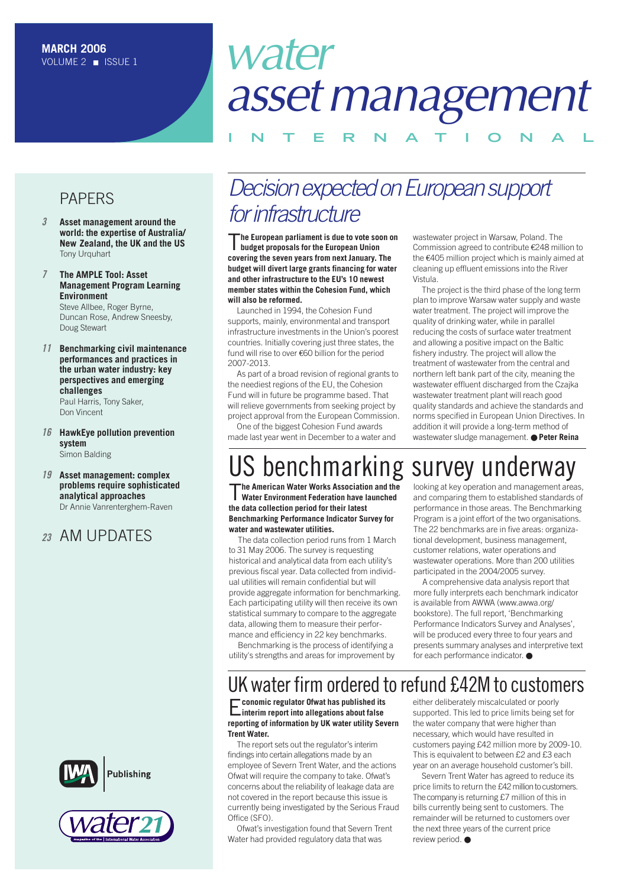MARCH 2006
VOLUME 2 ■ ISSUE 1

# water asset management INTERNATIONAL

## PAPERS

*3* **Asset management around the world: the expertise of Australia/New Zealand, the UK and the US**
Tony Urquhart

*7* **The AMPLE Tool: Asset Management Program Learning Environment**
Steve Allbee, Roger Byrne, Duncan Rose, Andrew Sneesby, Doug Stewart

*11* **Benchmarking civil maintenance performances and practices in the urban water industry: key perspectives and emerging challenges**
Paul Harris, Tony Saker, Don Vincent

*16* **HawkEye pollution prevention system**
Simon Balding

*19* **Asset management: complex problems require sophisticated analytical approaches**
Dr Annie Vanrenterghem-Raven

*23* AM UPDATES

## *Decision expected on European support for infrastructure*

**The European parliament is due to vote soon on budget proposals for the European Union covering the seven years from next January. The budget will divert large grants financing for water and other infrastructure to the EU's 10 newest member states within the Cohesion Fund, which will also be reformed.**

Launched in 1994, the Cohesion Fund supports, mainly, environmental and transport infrastructure investments in the Union's poorest countries. Initially covering just three states, the fund will rise to over €60 billion for the period 2007-2013.

As part of a broad revision of regional grants to the neediest regions of the EU, the Cohesion Fund will in future be programme based. That will relieve governments from seeking project by project approval from the European Commission.

One of the biggest Cohesion Fund awards made last year went in December to a water and wastewater project in Warsaw, Poland. The Commission agreed to contribute €248 million to the €405 million project which is mainly aimed at cleaning up effluent emissions into the River Vistula.

The project is the third phase of the long term plan to improve Warsaw water supply and waste water treatment. The project will improve the quality of drinking water, while in parallel reducing the costs of surface water treatment and allowing a positive impact on the Baltic fishery industry. The project will allow the treatment of wastewater from the central and northern left bank part of the city, meaning the wastewater effluent discharged from the Czajka wastewater treatment plant will reach good quality standards and achieve the standards and norms specified in European Union Directives. In addition it will provide a long-term method of wastewater sludge management. ● **Peter Reina**

## US benchmarking survey underway

**The American Water Works Association and the Water Environment Federation have launched the data collection period for their latest Benchmarking Performance Indicator Survey for water and wastewater utilities.**

The data collection period runs from 1 March to 31 May 2006. The survey is requesting historical and analytical data from each utility's previous fiscal year. Data collected from individual utilities will remain confidential but will provide aggregate information for benchmarking. Each participating utility will then receive its own statistical summary to compare to the aggregate data, allowing them to measure their performance and efficiency in 22 key benchmarks.

Benchmarking is the process of identifying a utility's strengths and areas for improvement by looking at key operation and management areas, and comparing them to established standards of performance in those areas. The Benchmarking Program is a joint effort of the two organisations. The 22 benchmarks are in five areas: organizational development, business management, customer relations, water operations and wastewater operations. More than 200 utilities participated in the 2004/2005 survey.

A comprehensive data analysis report that more fully interprets each benchmark indicator is available from AWWA (www.awwa.org/bookstore). The full report, 'Benchmarking Performance Indicators Survey and Analyses', will be produced every three to four years and presents summary analyses and interpretive text for each performance indicator. ●

## UK water firm ordered to refund £42M to customers

**Economic regulator Ofwat has published its interim report into allegations about false reporting of information by UK water utility Severn Trent Water.**

The report sets out the regulator's interim findings into certain allegations made by an employee of Severn Trent Water, and the actions Ofwat will require the company to take. Ofwat's concerns about the reliability of leakage data are not covered in the report because this issue is currently being investigated by the Serious Fraud Office (SFO).

Ofwat's investigation found that Severn Trent Water had provided regulatory data that was either deliberately miscalculated or poorly supported. This led to price limits being set for the water company that were higher than necessary, which would have resulted in customers paying £42 million more by 2009-10. This is equivalent to between £2 and £3 each year on an average household customer's bill.

Severn Trent Water has agreed to reduce its price limits to return the £42 million to customers. The company is returning £7 million of this in bills currently being sent to customers. The remainder will be returned to customers over the next three years of the current price review period. ●

IWA Publishing

water21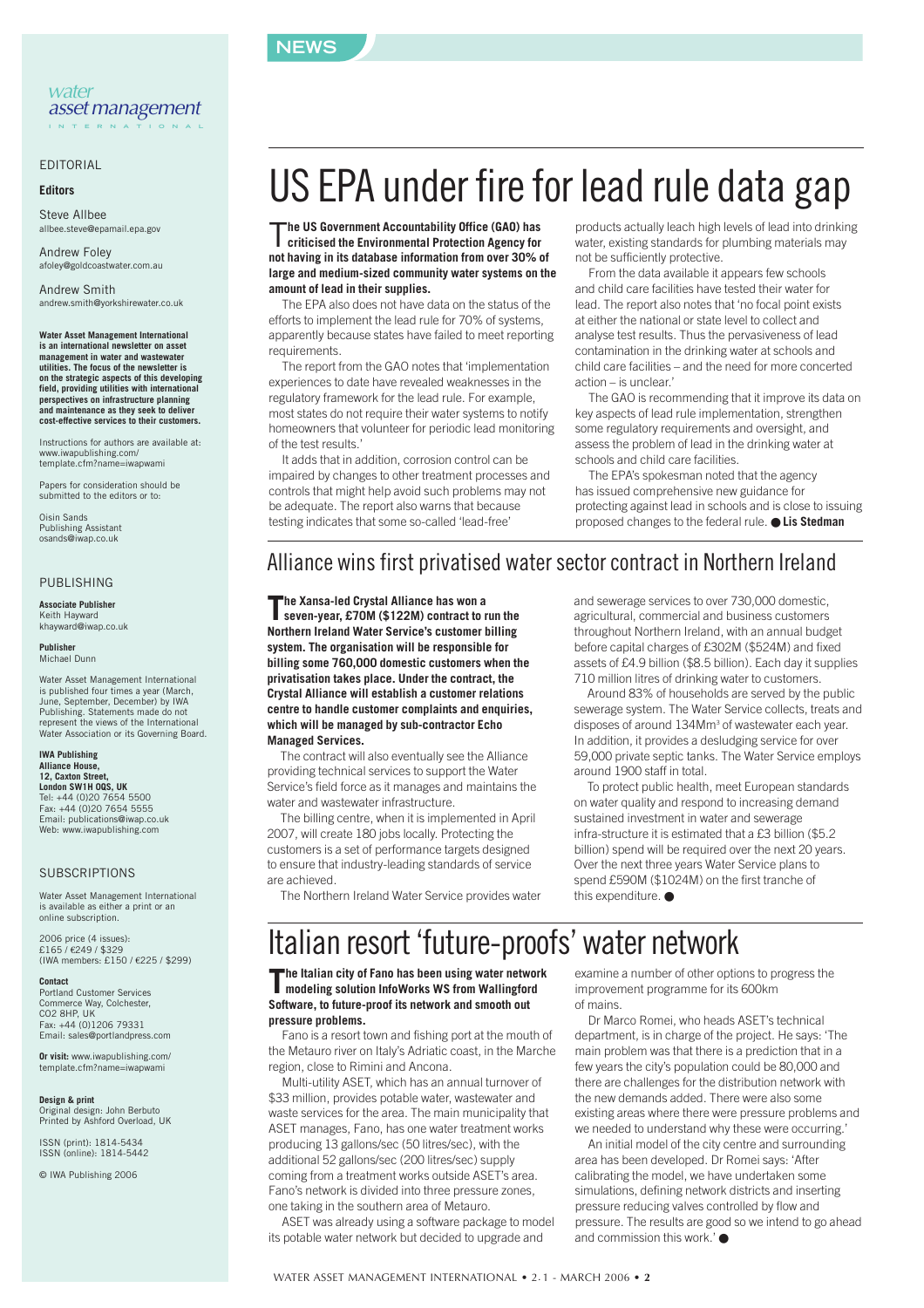NEWS

*water asset management* INTERNATIONAL

## EDITORIAL

**Editors**

Steve Allbee
allbee.steve@epamail.epa.gov

Andrew Foley
afoley@goldcoastwater.com.au

Andrew Smith
andrew.smith@yorkshirewater.co.uk

**Water Asset Management International is an international newsletter on asset management in water and wastewater utilities. The focus of the newsletter is on the strategic aspects of this developing field, providing utilities with international perspectives on infrastructure planning and maintenance as they seek to deliver cost-effective services to their customers.**

Instructions for authors are available at: www.iwapublishing.com/template.cfm?name=iwapwami

Papers for consideration should be submitted to the editors or to:

Oisin Sands
Publishing Assistant
osands@iwap.co.uk

## PUBLISHING

**Associate Publisher**
Keith Hayward
khayward@iwap.co.uk

**Publisher**
Michael Dunn

Water Asset Management International is published four times a year (March, June, September, December) by IWA Publishing. Statements made do not represent the views of the International Water Association or its Governing Board.

**IWA Publishing**
**Alliance House,**
**12, Caxton Street,**
**London SW1H 0QS, UK**
Tel: +44 (0)20 7654 5500
Fax: +44 (0)20 7654 5555
Email: publications@iwap.co.uk
Web: www.iwapublishing.com

## SUBSCRIPTIONS

Water Asset Management International is available as either a print or an online subscription.

2006 price (4 issues):
£165 / €249 / $329
(IWA members: £150 / €225 / $299)

**Contact**
Portland Customer Services
Commerce Way, Colchester,
CO2 8HP, UK
Fax: +44 (0)1206 79331
Email: sales@portlandpress.com

**Or visit:** www.iwapublishing.com/template.cfm?name=iwapwami

**Design & print**
Original design: John Berbuto
Printed by Ashford Overload, UK

ISSN (print): 1814-5434
ISSN (online): 1814-5442

© IWA Publishing 2006

# US EPA under fire for lead rule data gap

**The US Government Accountability Office (GAO) has criticised the Environmental Protection Agency for not having in its database information from over 30% of large and medium-sized community water systems on the amount of lead in their supplies.**

The EPA also does not have data on the status of the efforts to implement the lead rule for 70% of systems, apparently because states have failed to meet reporting requirements.

The report from the GAO notes that 'implementation experiences to date have revealed weaknesses in the regulatory framework for the lead rule. For example, most states do not require their water systems to notify homeowners that volunteer for periodic lead monitoring of the test results.'

It adds that in addition, corrosion control can be impaired by changes to other treatment processes and controls that might help avoid such problems may not be adequate. The report also warns that because testing indicates that some so-called 'lead-free' products actually leach high levels of lead into drinking water, existing standards for plumbing materials may not be sufficiently protective.

From the data available it appears few schools and child care facilities have tested their water for lead. The report also notes that 'no focal point exists at either the national or state level to collect and analyse test results. Thus the pervasiveness of lead contamination in the drinking water at schools and child care facilities – and the need for more concerted action – is unclear.'

The GAO is recommending that it improve its data on key aspects of lead rule implementation, strengthen some regulatory requirements and oversight, and assess the problem of lead in the drinking water at schools and child care facilities.

The EPA's spokesman noted that the agency has issued comprehensive new guidance for protecting against lead in schools and is close to issuing proposed changes to the federal rule. ● **Lis Stedman**

## Alliance wins first privatised water sector contract in Northern Ireland

**The Xansa-led Crystal Alliance has won a seven-year, £70M ($122M) contract to run the Northern Ireland Water Service's customer billing system. The organisation will be responsible for billing some 760,000 domestic customers when the privatisation takes place. Under the contract, the Crystal Alliance will establish a customer relations centre to handle customer complaints and enquiries, which will be managed by sub-contractor Echo Managed Services.**

The contract will also eventually see the Alliance providing technical services to support the Water Service's field force as it manages and maintains the water and wastewater infrastructure.

The billing centre, when it is implemented in April 2007, will create 180 jobs locally. Protecting the customers is a set of performance targets designed to ensure that industry-leading standards of service are achieved.

The Northern Ireland Water Service provides water and sewerage services to over 730,000 domestic, agricultural, commercial and business customers throughout Northern Ireland, with an annual budget before capital charges of £302M ($524M) and fixed assets of £4.9 billion ($8.5 billion). Each day it supplies 710 million litres of drinking water to customers.

Around 83% of households are served by the public sewerage system. The Water Service collects, treats and disposes of around 134Mm³ of wastewater each year. In addition, it provides a desludging service for over 59,000 private septic tanks. The Water Service employs around 1900 staff in total.

To protect public health, meet European standards on water quality and respond to increasing demand sustained investment in water and sewerage infra-structure it is estimated that a £3 billion ($5.2 billion) spend will be required over the next 20 years. Over the next three years Water Service plans to spend £590M ($1024M) on the first tranche of this expenditure. ●

# Italian resort 'future-proofs' water network

**The Italian city of Fano has been using water network modeling solution InfoWorks WS from Wallingford Software, to future-proof its network and smooth out pressure problems.**

Fano is a resort town and fishing port at the mouth of the Metauro river on Italy's Adriatic coast, in the Marche region, close to Rimini and Ancona.

Multi-utility ASET, which has an annual turnover of $33 million, provides potable water, wastewater and waste services for the area. The main municipality that ASET manages, Fano, has one water treatment works producing 13 gallons/sec (50 litres/sec), with the additional 52 gallons/sec (200 litres/sec) supply coming from a treatment works outside ASET's area. Fano's network is divided into three pressure zones, one taking in the southern area of Metauro.

ASET was already using a software package to model its potable water network but decided to upgrade and examine a number of other options to progress the improvement programme for its 600km of mains.

Dr Marco Romei, who heads ASET's technical department, is in charge of the project. He says: 'The main problem was that there is a prediction that in a few years the city's population could be 80,000 and there are challenges for the distribution network with the new demands added. There were also some existing areas where there were pressure problems and we needed to understand why these were occurring.'

An initial model of the city centre and surrounding area has been developed. Dr Romei says: 'After calibrating the model, we have undertaken some simulations, defining network districts and inserting pressure reducing valves controlled by flow and pressure. The results are good so we intend to go ahead and commission this work.' ●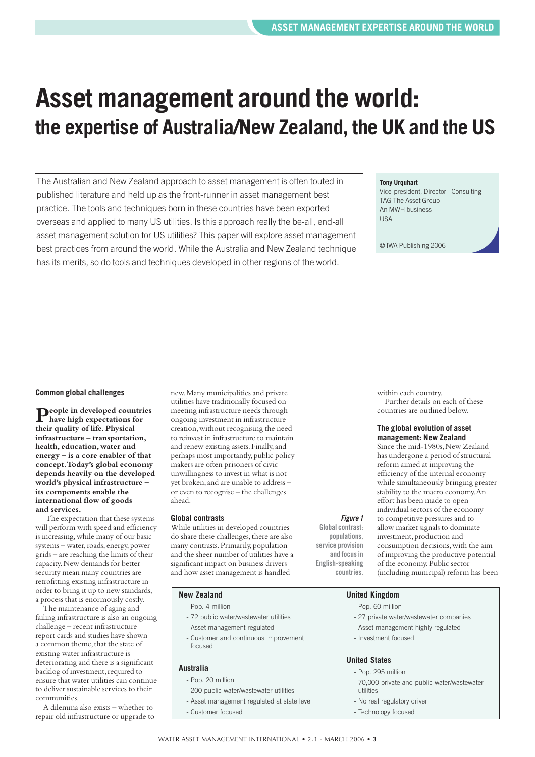# Asset management around the world:

## the expertise of Australia/New Zealand, the UK and the US

The Australian and New Zealand approach to asset management is often touted in published literature and held up as the front-runner in asset management best practice. The tools and techniques born in these countries have been exported overseas and applied to many US utilities. Is this approach really the be-all, end-all asset management solution for US utilities? This paper will explore asset management best practices from around the world. While the Australia and New Zealand technique has its merits, so do tools and techniques developed in other regions of the world.

**Tony Urquhart**
Vice-president, Director - Consulting
TAG The Asset Group
An MWH business
USA

© IWA Publishing 2006

### Common global challenges

**People in developed countries have high expectations for their quality of life. Physical infrastructure – transportation, health, education, water and energy – is a core enabler of that concept. Today's global economy depends heavily on the developed world's physical infrastructure – its components enable the international flow of goods and services.**

The expectation that these systems will perform with speed and efficiency is increasing, while many of our basic systems – water, roads, energy, power grids – are reaching the limits of their capacity. New demands for better security mean many countries are retrofitting existing infrastructure in order to bring it up to new standards, a process that is enormously costly.

The maintenance of aging and failing infrastructure is also an ongoing challenge – recent infrastructure report cards and studies have shown a common theme, that the state of existing water infrastructure is deteriorating and there is a significant backlog of investment, required to ensure that water utilities can continue to deliver sustainable services to their communities.

A dilemma also exists – whether to repair old infrastructure or upgrade to new. Many municipalities and private utilities have traditionally focused on meeting infrastructure needs through ongoing investment in infrastructure creation, without recognising the need to reinvest in infrastructure to maintain and renew existing assets. Finally, and perhaps most importantly, public policy makers are often prisoners of civic unwillingness to invest in what is not yet broken, and are unable to address – or even to recognise – the challenges ahead.

### Global contrasts

While utilities in developed countries do share these challenges, there are also many contrasts. Primarily, population and the sheer number of utilities have a significant impact on business drivers and how asset management is handled within each country.

Further details on each of these countries are outlined below.

### The global evolution of asset management: New Zealand

Since the mid-1980s, New Zealand has undergone a period of structural reform aimed at improving the efficiency of the internal economy while simultaneously bringing greater stability to the macro economy. An effort has been made to open individual sectors of the economy to competitive pressures and to allow market signals to dominate investment, production and consumption decisions, with the aim of improving the productive potential of the economy. Public sector (including municipal) reform has been

*Figure 1* **Global contrast: populations, service provision and focus in English-speaking countries.**

**New Zealand**
- Pop. 4 million
- 72 public water/wastewater utilities
- Asset management regulated
- Customer and continuous improvement focused

**Australia**
- Pop. 20 million
- 200 public water/wastewater utilities
- Asset management regulated at state level
- Customer focused

**United Kingdom**
- Pop. 60 million
- 27 private water/wastewater companies
- Asset management highly regulated
- Investment focused

**United States**
- Pop. 295 million
- 70,000 private and public water/wastewater utilities
- No real regulatory driver
- Technology focused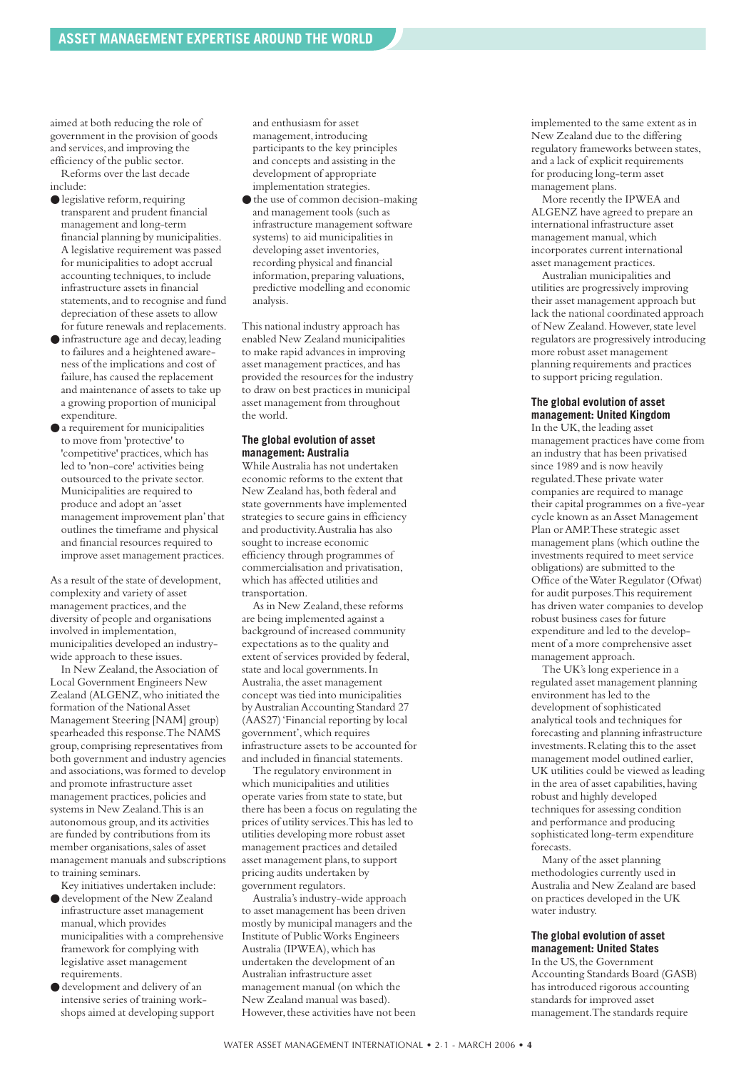aimed at both reducing the role of government in the provision of goods and services, and improving the efficiency of the public sector.

Reforms over the last decade include:

- legislative reform, requiring transparent and prudent financial management and long-term financial planning by municipalities. A legislative requirement was passed for municipalities to adopt accrual accounting techniques, to include infrastructure assets in financial statements, and to recognise and fund depreciation of these assets to allow for future renewals and replacements.
- infrastructure age and decay, leading to failures and a heightened awareness of the implications and cost of failure, has caused the replacement and maintenance of assets to take up a growing proportion of municipal expenditure.
- a requirement for municipalities to move from 'protective' to 'competitive' practices, which has led to 'non-core' activities being outsourced to the private sector. Municipalities are required to produce and adopt an 'asset management improvement plan' that outlines the timeframe and physical and financial resources required to improve asset management practices.

As a result of the state of development, complexity and variety of asset management practices, and the diversity of people and organisations involved in implementation, municipalities developed an industry-wide approach to these issues.

In New Zealand, the Association of Local Government Engineers New Zealand (ALGENZ, who initiated the formation of the National Asset Management Steering [NAM] group) spearheaded this response. The NAMS group, comprising representatives from both government and industry agencies and associations, was formed to develop and promote infrastructure asset management practices, policies and systems in New Zealand. This is an autonomous group, and its activities are funded by contributions from its member organisations, sales of asset management manuals and subscriptions to training seminars.

Key initiatives undertaken include:

- development of the New Zealand infrastructure asset management manual, which provides municipalities with a comprehensive framework for complying with legislative asset management requirements.
- development and delivery of an intensive series of training workshops aimed at developing support and enthusiasm for asset management, introducing participants to the key principles and concepts and assisting in the development of appropriate implementation strategies.
- the use of common decision-making and management tools (such as infrastructure management software systems) to aid municipalities in developing asset inventories, recording physical and financial information, preparing valuations, predictive modelling and economic analysis.

This national industry approach has enabled New Zealand municipalities to make rapid advances in improving asset management practices, and has provided the resources for the industry to draw on best practices in municipal asset management from throughout the world.

### The global evolution of asset management: Australia

While Australia has not undertaken economic reforms to the extent that New Zealand has, both federal and state governments have implemented strategies to secure gains in efficiency and productivity. Australia has also sought to increase economic efficiency through programmes of commercialisation and privatisation, which has affected utilities and transportation.

As in New Zealand, these reforms are being implemented against a background of increased community expectations as to the quality and extent of services provided by federal, state and local governments. In Australia, the asset management concept was tied into municipalities by Australian Accounting Standard 27 (AAS27) 'Financial reporting by local government', which requires infrastructure assets to be accounted for and included in financial statements.

The regulatory environment in which municipalities and utilities operate varies from state to state, but there has been a focus on regulating the prices of utility services. This has led to utilities developing more robust asset management practices and detailed asset management plans, to support pricing audits undertaken by government regulators.

Australia's industry-wide approach to asset management has been driven mostly by municipal managers and the Institute of Public Works Engineers Australia (IPWEA), which has undertaken the development of an Australian infrastructure asset management manual (on which the New Zealand manual was based). However, these activities have not been implemented to the same extent as in New Zealand due to the differing regulatory frameworks between states, and a lack of explicit requirements for producing long-term asset management plans.

More recently the IPWEA and ALGENZ have agreed to prepare an international infrastructure asset management manual, which incorporates current international asset management practices.

Australian municipalities and utilities are progressively improving their asset management approach but lack the national coordinated approach of New Zealand. However, state level regulators are progressively introducing more robust asset management planning requirements and practices to support pricing regulation.

### The global evolution of asset management: United Kingdom

In the UK, the leading asset management practices have come from an industry that has been privatised since 1989 and is now heavily regulated. These private water companies are required to manage their capital programmes on a five-year cycle known as an Asset Management Plan or AMP. These strategic asset management plans (which outline the investments required to meet service obligations) are submitted to the Office of the Water Regulator (Ofwat) for audit purposes. This requirement has driven water companies to develop robust business cases for future expenditure and led to the development of a more comprehensive asset management approach.

The UK's long experience in a regulated asset management planning environment has led to the development of sophisticated analytical tools and techniques for forecasting and planning infrastructure investments. Relating this to the asset management model outlined earlier, UK utilities could be viewed as leading in the area of asset capabilities, having robust and highly developed techniques for assessing condition and performance and producing sophisticated long-term expenditure forecasts.

Many of the asset planning methodologies currently used in Australia and New Zealand are based on practices developed in the UK water industry.

### The global evolution of asset management: United States

In the US, the Government Accounting Standards Board (GASB) has introduced rigorous accounting standards for improved asset management. The standards require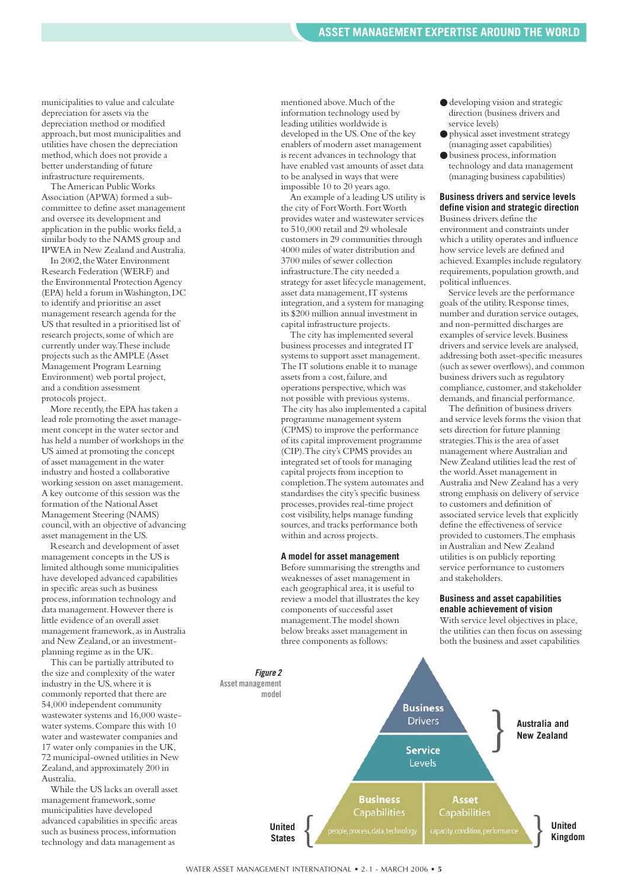municipalities to value and calculate depreciation for assets via the depreciation method or modified approach, but most municipalities and utilities have chosen the depreciation method, which does not provide a better understanding of future infrastructure requirements.

The American Public Works Association (APWA) formed a sub-committee to define asset management and oversee its development and application in the public works field, a similar body to the NAMS group and IPWEA in New Zealand and Australia.

In 2002, the Water Environment Research Federation (WERF) and the Environmental Protection Agency (EPA) held a forum in Washington, DC to identify and prioritise an asset management research agenda for the US that resulted in a prioritised list of research projects, some of which are currently under way. These include projects such as the AMPLE (Asset Management Program Learning Environment) web portal project, and a condition assessment protocols project.

More recently, the EPA has taken a lead role promoting the asset management concept in the water sector and has held a number of workshops in the US aimed at promoting the concept of asset management in the water industry and hosted a collaborative working session on asset management. A key outcome of this session was the formation of the National Asset Management Steering (NAMS) council, with an objective of advancing asset management in the US.

Research and development of asset management concepts in the US is limited although some municipalities have developed advanced capabilities in specific areas such as business process, information technology and data management. However there is little evidence of an overall asset management framework, as in Australia and New Zealand, or an investment-planning regime as in the UK.

This can be partially attributed to the size and complexity of the water industry in the US, where it is commonly reported that there are 54,000 independent community wastewater systems and 16,000 wastewater systems. Compare this with 10 water and wastewater companies and 17 water only companies in the UK, 72 municipal-owned utilities in New Zealand, and approximately 200 in Australia.

While the US lacks an overall asset management framework, some municipalities have developed advanced capabilities in specific areas such as business process, information technology and data management as mentioned above. Much of the information technology used by leading utilities worldwide is developed in the US. One of the key enablers of modern asset management is recent advances in technology that have enabled vast amounts of asset data to be analysed in ways that were impossible 10 to 20 years ago.

An example of a leading US utility is the city of Fort Worth. Fort Worth provides water and wastewater services to 510,000 retail and 29 wholesale customers in 29 communities through 4000 miles of water distribution and 3700 miles of sewer collection infrastructure. The city needed a strategy for asset lifecycle management, asset data management, IT systems integration, and a system for managing its $200 million annual investment in capital infrastructure projects.

The city has implemented several business processes and integrated IT systems to support asset management. The IT solutions enable it to manage assets from a cost, failure, and operations perspective, which was not possible with previous systems. The city has also implemented a capital programme management system (CPMS) to improve the performance of its capital improvement programme (CIP). The city's CPMS provides an integrated set of tools for managing capital projects from inception to completion. The system automates and standardises the city's specific business processes, provides real-time project cost visibility, helps manage funding sources, and tracks performance both within and across projects.

### A model for asset management

Before summarising the strengths and weaknesses of asset management in each geographical area, it is useful to review a model that illustrates the key components of successful asset management. The model shown below breaks asset management in three components as follows:

- developing vision and strategic direction (business drivers and service levels)
- physical asset investment strategy (managing asset capabilities)
- business process, information technology and data management (managing business capabilities)

### Business drivers and service levels define vision and strategic direction

Business drivers define the environment and constraints under which a utility operates and influence how service levels are defined and achieved. Examples include regulatory requirements, population growth, and political influences.

Service levels are the performance goals of the utility. Response times, number and duration service outages, and non-permitted discharges are examples of service levels. Business drivers and service levels are analysed, addressing both asset-specific measures (such as sewer overflows), and common business drivers such as regulatory compliance, customer, and stakeholder demands, and financial performance.

The definition of business drivers and service levels forms the vision that sets direction for future planning strategies. This is the area of asset management where Australian and New Zealand utilities lead the rest of the world. Asset management in Australia and New Zealand has a very strong emphasis on delivery of service to customers and definition of associated service levels that explicitly define the effectiveness of service provided to customers. The emphasis in Australian and New Zealand utilities is on publicly reporting service performance to customers and stakeholders.

### Business and asset capabilities enable achievement of vision

With service level objectives in place, the utilities can then focus on assessing both the business and asset capabilities

*Figure 2* Asset management model

| Pyramid level | Components | Region |
|---|---|---|
| Business Drivers | | Australia and New Zealand |
| Service Levels | | Australia and New Zealand |
| Business Capabilities | people, process, data, technology | United States |
| Asset Capabilities | capacity, condition, performance | United Kingdom |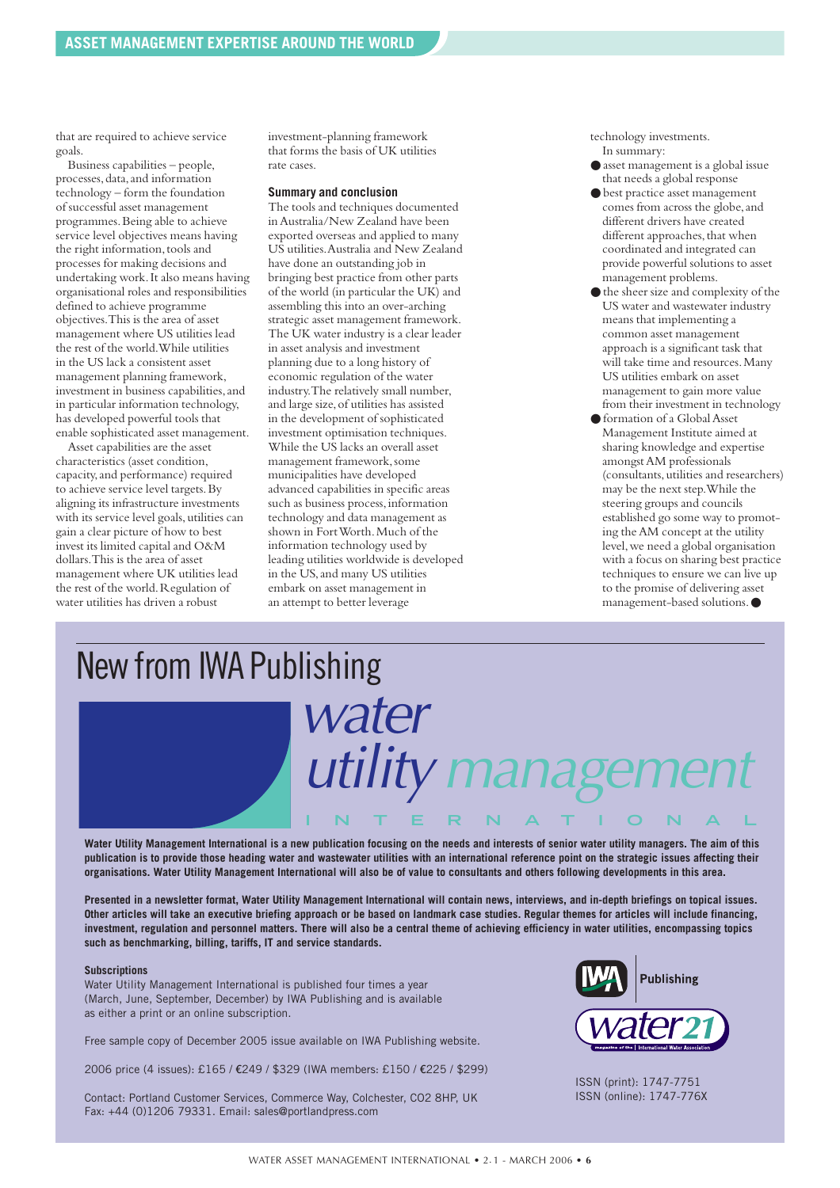that are required to achieve service goals.

Business capabilities – people, processes, data, and information technology – form the foundation of successful asset management programmes. Being able to achieve service level objectives means having the right information, tools and processes for making decisions and undertaking work. It also means having organisational roles and responsibilities defined to achieve programme objectives. This is the area of asset management where US utilities lead the rest of the world. While utilities in the US lack a consistent asset management planning framework, investment in business capabilities, and in particular information technology, has developed powerful tools that enable sophisticated asset management.

Asset capabilities are the asset characteristics (asset condition, capacity, and performance) required to achieve service level targets. By aligning its infrastructure investments with its service level goals, utilities can gain a clear picture of how to best invest its limited capital and O&M dollars. This is the area of asset management where UK utilities lead the rest of the world. Regulation of water utilities has driven a robust investment-planning framework that forms the basis of UK utilities rate cases.

### Summary and conclusion

The tools and techniques documented in Australia/New Zealand have been exported overseas and applied to many US utilities. Australia and New Zealand have done an outstanding job in bringing best practice from other parts of the world (in particular the UK) and assembling this into an over-arching strategic asset management framework. The UK water industry is a clear leader in asset analysis and investment planning due to a long history of economic regulation of the water industry. The relatively small number, and large size, of utilities has assisted in the development of sophisticated investment optimisation techniques. While the US lacks an overall asset management framework, some municipalities have developed advanced capabilities in specific areas such as business process, information technology and data management as shown in Fort Worth. Much of the information technology used by leading utilities worldwide is developed in the US, and many US utilities embark on asset management in an attempt to better leverage technology investments.

In summary:

- asset management is a global issue that needs a global response
- best practice asset management comes from across the globe, and different drivers have created different approaches, that when coordinated and integrated can provide powerful solutions to asset management problems.
- the sheer size and complexity of the US water and wastewater industry means that implementing a common asset management approach is a significant task that will take time and resources. Many US utilities embark on asset management to gain more value from their investment in technology
- formation of a Global Asset Management Institute aimed at sharing knowledge and expertise amongst AM professionals (consultants, utilities and researchers) may be the next step. While the steering groups and councils established go some way to promoting the AM concept at the utility level, we need a global organisation with a focus on sharing best practice techniques to ensure we can live up to the promise of delivering asset management-based solutions. ●

---

# New from IWA Publishing

## water utility management INTERNATIONAL

**Water Utility Management International is a new publication focusing on the needs and interests of senior water utility managers. The aim of this publication is to provide those heading water and wastewater utilities with an international reference point on the strategic issues affecting their organisations. Water Utility Management International will also be of value to consultants and others following developments in this area.**

**Presented in a newsletter format, Water Utility Management International will contain news, interviews, and in-depth briefings on topical issues. Other articles will take an executive briefing approach or be based on landmark case studies. Regular themes for articles will include financing, investment, regulation and personnel matters. There will also be a central theme of achieving efficiency in water utilities, encompassing topics such as benchmarking, billing, tariffs, IT and service standards.**

**Subscriptions**

Water Utility Management International is published four times a year (March, June, September, December) by IWA Publishing and is available as either a print or an online subscription.

Free sample copy of December 2005 issue available on IWA Publishing website.

2006 price (4 issues): £165 / €249 / $329 (IWA members: £150 / €225 / $299)

Contact: Portland Customer Services, Commerce Way, Colchester, CO2 8HP, UK
Fax: +44 (0)1206 79331. Email: sales@portlandpress.com

IWA Publishing

water21

ISSN (print): 1747-7751
ISSN (online): 1747-776X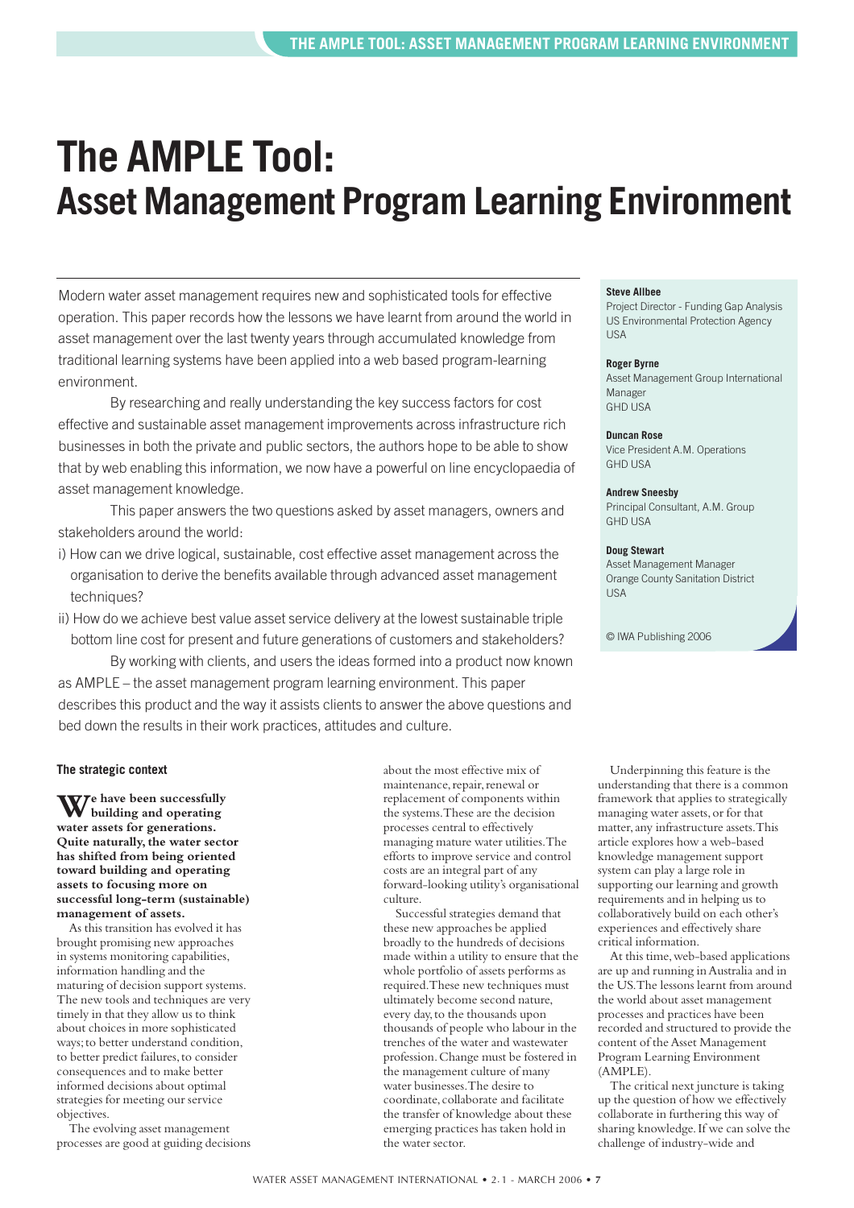# The AMPLE Tool: Asset Management Program Learning Environment

Modern water asset management requires new and sophisticated tools for effective operation. This paper records how the lessons we have learnt from around the world in asset management over the last twenty years through accumulated knowledge from traditional learning systems have been applied into a web based program-learning environment.

By researching and really understanding the key success factors for cost effective and sustainable asset management improvements across infrastructure rich businesses in both the private and public sectors, the authors hope to be able to show that by web enabling this information, we now have a powerful on line encyclopaedia of asset management knowledge.

This paper answers the two questions asked by asset managers, owners and stakeholders around the world:

i) How can we drive logical, sustainable, cost effective asset management across the organisation to derive the benefits available through advanced asset management techniques?

ii) How do we achieve best value asset service delivery at the lowest sustainable triple bottom line cost for present and future generations of customers and stakeholders?

By working with clients, and users the ideas formed into a product now known as AMPLE – the asset management program learning environment. This paper describes this product and the way it assists clients to answer the above questions and bed down the results in their work practices, attitudes and culture.

**Steve Allbee**
Project Director - Funding Gap Analysis
US Environmental Protection Agency
USA

**Roger Byrne**
Asset Management Group International Manager
GHD USA

**Duncan Rose**
Vice President A.M. Operations
GHD USA

**Andrew Sneesby**
Principal Consultant, A.M. Group
GHD USA

**Doug Stewart**
Asset Management Manager
Orange County Sanitation District
USA

© IWA Publishing 2006

## The strategic context

**We have been successfully building and operating water assets for generations. Quite naturally, the water sector has shifted from being oriented toward building and operating assets to focusing more on successful long-term (sustainable) management of assets.**

As this transition has evolved it has brought promising new approaches in systems monitoring capabilities, information handling and the maturing of decision support systems. The new tools and techniques are very timely in that they allow us to think about choices in more sophisticated ways; to better understand condition, to better predict failures, to consider consequences and to make better informed decisions about optimal strategies for meeting our service objectives.

The evolving asset management processes are good at guiding decisions about the most effective mix of maintenance, repair, renewal or replacement of components within the systems. These are the decision processes central to effectively managing mature water utilities. The efforts to improve service and control costs are an integral part of any forward-looking utility's organisational culture.

Successful strategies demand that these new approaches be applied broadly to the hundreds of decisions made within a utility to ensure that the whole portfolio of assets performs as required. These new techniques must ultimately become second nature, every day, to the thousands upon thousands of people who labour in the trenches of the water and wastewater profession. Change must be fostered in the management culture of many water businesses. The desire to coordinate, collaborate and facilitate the transfer of knowledge about these emerging practices has taken hold in the water sector.

Underpinning this feature is the understanding that there is a common framework that applies to strategically managing water assets, or for that matter, any infrastructure assets. This article explores how a web-based knowledge management support system can play a large role in supporting our learning and growth requirements and in helping us to collaboratively build on each other's experiences and effectively share critical information.

At this time, web-based applications are up and running in Australia and in the US. The lessons learnt from around the world about asset management processes and practices have been recorded and structured to provide the content of the Asset Management Program Learning Environment (AMPLE).

The critical next juncture is taking up the question of how we effectively collaborate in furthering this way of sharing knowledge. If we can solve the challenge of industry-wide and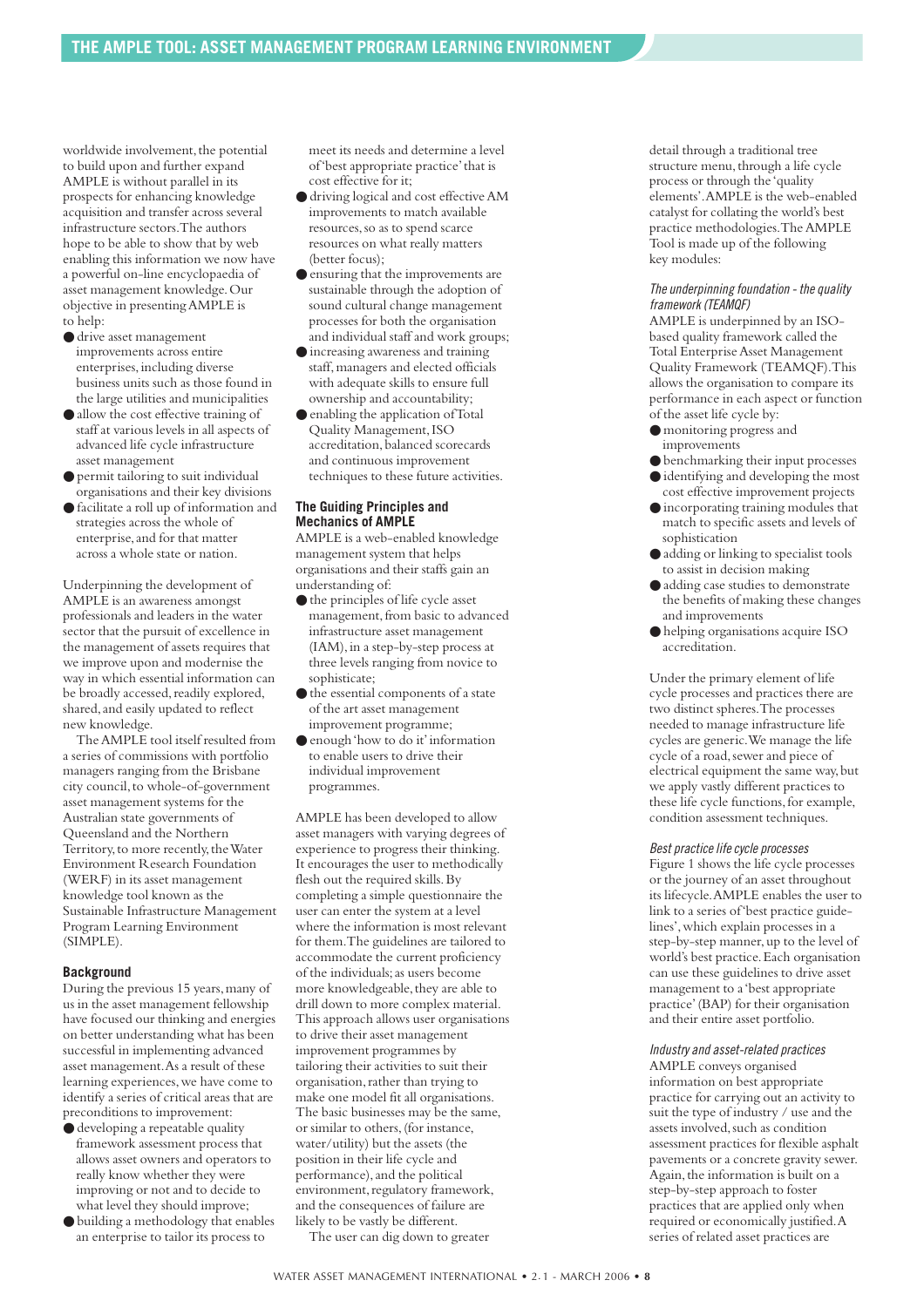worldwide involvement, the potential to build upon and further expand AMPLE is without parallel in its prospects for enhancing knowledge acquisition and transfer across several infrastructure sectors. The authors hope to be able to show that by web enabling this information we now have a powerful on-line encyclopaedia of asset management knowledge. Our objective in presenting AMPLE is to help:

- drive asset management improvements across entire enterprises, including diverse business units such as those found in the large utilities and municipalities
- allow the cost effective training of staff at various levels in all aspects of advanced life cycle infrastructure asset management
- permit tailoring to suit individual organisations and their key divisions
- facilitate a roll up of information and strategies across the whole of enterprise, and for that matter across a whole state or nation.

Underpinning the development of AMPLE is an awareness amongst professionals and leaders in the water sector that the pursuit of excellence in the management of assets requires that we improve upon and modernise the way in which essential information can be broadly accessed, readily explored, shared, and easily updated to reflect new knowledge.

The AMPLE tool itself resulted from a series of commissions with portfolio managers ranging from the Brisbane city council, to whole-of-government asset management systems for the Australian state governments of Queensland and the Northern Territory, to more recently, the Water Environment Research Foundation (WERF) in its asset management knowledge tool known as the Sustainable Infrastructure Management Program Learning Environment (SIMPLE).

### Background

During the previous 15 years, many of us in the asset management fellowship have focused our thinking and energies on better understanding what has been successful in implementing advanced asset management. As a result of these learning experiences, we have come to identify a series of critical areas that are preconditions to improvement:

- developing a repeatable quality framework assessment process that allows asset owners and operators to really know whether they were improving or not and to decide to what level they should improve;
- building a methodology that enables an enterprise to tailor its process to meet its needs and determine a level of 'best appropriate practice' that is cost effective for it;
- driving logical and cost effective AM improvements to match available resources, so as to spend scarce resources on what really matters (better focus);
- ensuring that the improvements are sustainable through the adoption of sound cultural change management processes for both the organisation and individual staff and work groups;
- increasing awareness and training staff, managers and elected officials with adequate skills to ensure full ownership and accountability;
- enabling the application of Total Quality Management, ISO accreditation, balanced scorecards and continuous improvement techniques to these future activities.

### The Guiding Principles and Mechanics of AMPLE

AMPLE is a web-enabled knowledge management system that helps organisations and their staffs gain an understanding of:

- the principles of life cycle asset management, from basic to advanced infrastructure asset management (IAM), in a step-by-step process at three levels ranging from novice to sophisticate;
- the essential components of a state of the art asset management improvement programme;
- enough 'how to do it' information to enable users to drive their individual improvement programmes.

AMPLE has been developed to allow asset managers with varying degrees of experience to progress their thinking. It encourages the user to methodically flesh out the required skills. By completing a simple questionnaire the user can enter the system at a level where the information is most relevant for them. The guidelines are tailored to accommodate the current proficiency of the individuals; as users become more knowledgeable, they are able to drill down to more complex material. This approach allows user organisations to drive their asset management improvement programmes by tailoring their activities to suit their organisation, rather than trying to make one model fit all organisations. The basic businesses may be the same, or similar to others, (for instance, water/utility) but the assets (the position in their life cycle and performance), and the political environment, regulatory framework, and the consequences of failure are likely to be vastly be different.

The user can dig down to greater detail through a traditional tree structure menu, through a life cycle process or through the 'quality elements'. AMPLE is the web-enabled catalyst for collating the world's best practice methodologies. The AMPLE Tool is made up of the following key modules:

*The underpinning foundation - the quality framework (TEAMQF)*

AMPLE is underpinned by an ISO-based quality framework called the Total Enterprise Asset Management Quality Framework (TEAMQF). This allows the organisation to compare its performance in each asset or function of the asset life cycle by:

- monitoring progress and improvements
- benchmarking their input processes
- identifying and developing the most cost effective improvement projects
- incorporating training modules that match to specific assets and levels of sophistication
- adding or linking to specialist tools to assist in decision making
- adding case studies to demonstrate the benefits of making these changes and improvements
- helping organisations acquire ISO accreditation.

Under the primary element of life cycle processes and practices there are two distinct spheres. The processes needed to manage infrastructure life cycles are generic. We manage the life cycle of a road, sewer and piece of electrical equipment the same way, but we apply vastly different practices to these life cycle functions, for example, condition assessment techniques.

*Best practice life cycle processes*

Figure 1 shows the life cycle processes or the journey of an asset throughout its lifecycle. AMPLE enables the user to link to a series of 'best practice guidelines', which explain processes in a step-by-step manner, up to the level of world's best practice. Each organisation can use these guidelines to drive asset management to a 'best appropriate practice' (BAP) for their organisation and their entire asset portfolio.

*Industry and asset-related practices*

AMPLE conveys organised information on best appropriate practice for carrying out an activity to suit the type of industry / use and the assets involved, such as condition assessment practices for flexible asphalt pavements or a concrete gravity sewer. Again, the information is built on a step-by-step approach to foster practices that are applied only when required or economically justified. A series of related asset practices are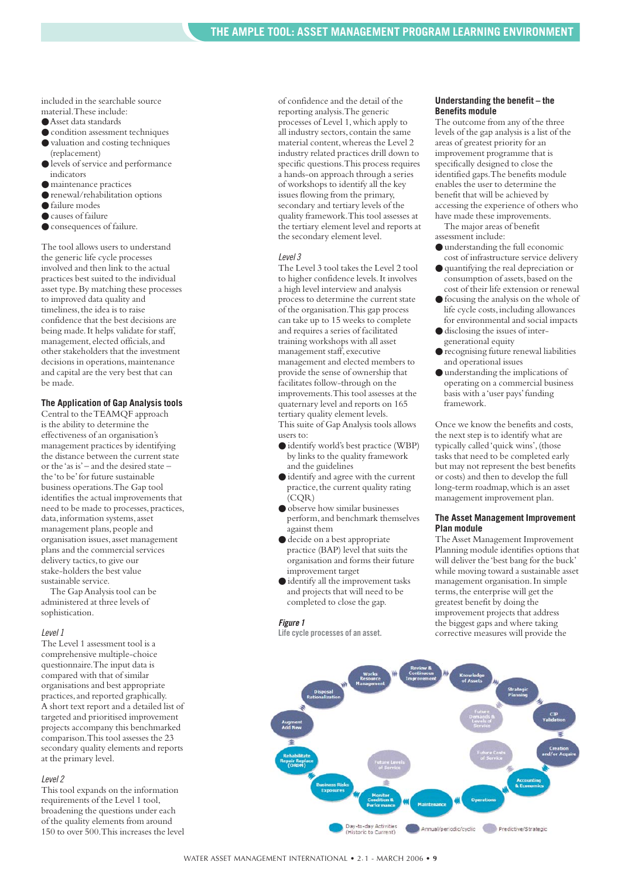included in the searchable source material. These include:

- Asset data standards
- condition assessment techniques
- valuation and costing techniques (replacement)
- levels of service and performance indicators
- maintenance practices
- renewal/rehabilitation options
- failure modes
- causes of failure
- consequences of failure.

The tool allows users to understand the generic life cycle processes involved and then link to the actual practices best suited to the individual asset type. By matching these processes to improved data quality and timeliness, the idea is to raise confidence that the best decisions are being made. It helps validate for staff, management, elected officials, and other stakeholders that the investment decisions in operations, maintenance and capital are the very best that can be made.

### The Application of Gap Analysis tools

Central to the TEAMQF approach is the ability to determine the effectiveness of an organisation's management practices by identifying the distance between the current state or the 'as is' – and the desired state – the 'to be' for future sustainable business operations. The Gap tool identifies the actual improvements that need to be made to processes, practices, data, information systems, asset management plans, people and organisation issues, asset management plans and the commercial services delivery tactics, to give our stake-holders the best value sustainable service.

The Gap Analysis tool can be administered at three levels of sophistication.

#### *Level 1*

The Level 1 assessment tool is a comprehensive multiple-choice questionnaire. The input data is compared with that of similar organisations and best appropriate practices, and reported graphically. A short text report and a detailed list of targeted and prioritised improvement projects accompany this benchmarked comparison. This tool assesses the 23 secondary quality elements and reports at the primary level.

#### *Level 2*

This tool expands on the information requirements of the Level 1 tool, broadening the questions under each of the quality elements from around 150 to over 500. This increases the level of confidence and the detail of the reporting analysis. The generic processes of Level 1, which apply to all industry sectors, contain the same material content, whereas the Level 2 industry related practices drill down to specific questions. This process requires a hands-on approach through a series of workshops to identify all the key issues flowing from the primary, secondary and tertiary levels of the quality framework. This tool assesses at the tertiary element level and reports at the secondary element level.

#### *Level 3*

The Level 3 tool takes the Level 2 tool to higher confidence levels. It involves a high level interview and analysis process to determine the current state of the organisation. This gap process can take up to 15 weeks to complete and requires a series of facilitated training workshops with all asset management staff, executive management and elected members to provide the sense of ownership that facilitates follow-through on the improvements. This tool assesses at the quaternary level and reports on 165 tertiary quality element levels.

This suite of Gap Analysis tools allows users to:

- identify world's best practice (WBP) by links to the quality framework and the guidelines
- identify and agree with the current practice, the current quality rating (CQR)
- observe how similar businesses perform, and benchmark themselves against them
- decide on a best appropriate practice (BAP) level that suits the organisation and forms their future improvement target
- identify all the improvement tasks and projects that will need to be completed to close the gap.

***Figure 1***
**Life cycle processes of an asset.**

### Understanding the benefit – the Benefits module

The outcome from any of the three levels of the gap analysis is a list of the areas of greatest priority for an improvement programme that is specifically designed to close the identified gaps. The benefits module enables the user to determine the benefit that will be achieved by accessing the experience of others who have made these improvements.

The major areas of benefit assessment include:

- understanding the full economic cost of infrastructure service delivery
- quantifying the real depreciation or consumption of assets, based on the cost of their life extension or renewal
- focusing the analysis on the whole of life cycle costs, including allowances for environmental and social impacts
- disclosing the issues of inter-generational equity
- recognising future renewal liabilities and operational issues
- understanding the implications of operating on a commercial business basis with a 'user pays' funding framework.

Once we know the benefits and costs, the next step is to identify what are typically called 'quick wins', (those tasks that need to be completed early but may not represent the best benefits or costs) and then to develop the full long-term roadmap, which is an asset management improvement plan.

### The Asset Management Improvement Plan module

The Asset Management Improvement Planning module identifies options that will deliver the 'best bang for the buck' while moving toward a sustainable asset management organisation. In simple terms, the enterprise will get the greatest benefit by doing the improvement projects that address the biggest gaps and where taking corrective measures will provide the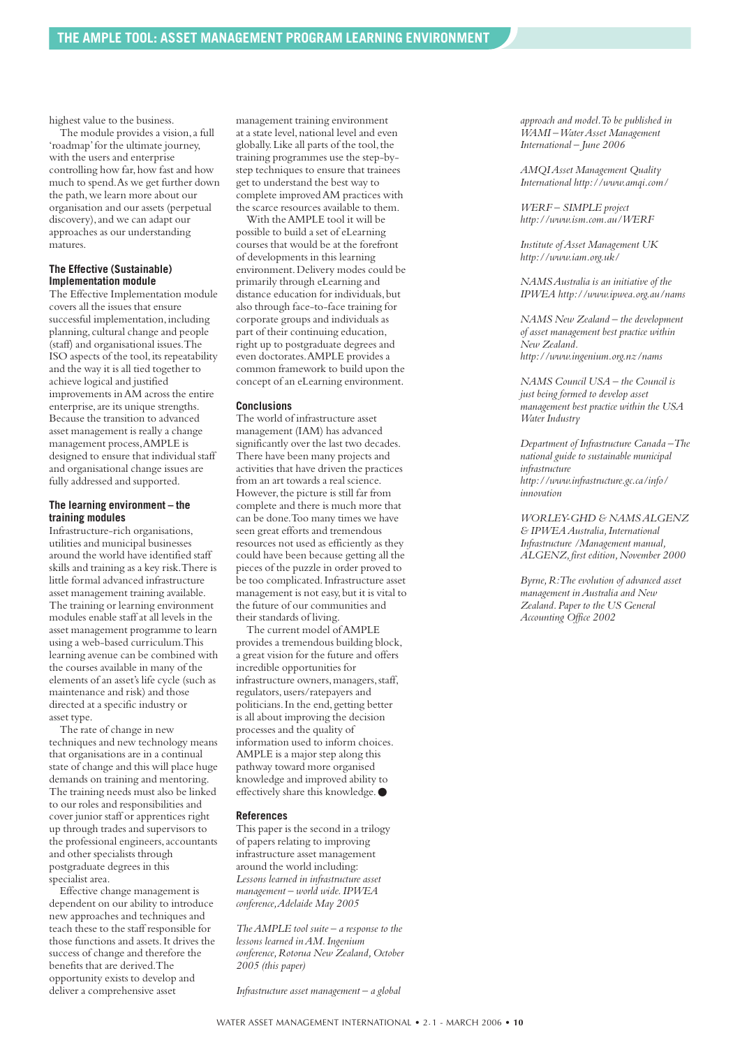highest value to the business.

The module provides a vision, a full 'roadmap' for the ultimate journey, with the users and enterprise controlling how far, how fast and how much to spend. As we get further down the path, we learn more about our organisation and our assets (perpetual discovery), and we can adapt our approaches as our understanding matures.

### The Effective (Sustainable) Implementation module

The Effective Implementation module covers all the issues that ensure successful implementation, including planning, cultural change and people (staff) and organisational issues. The ISO aspects of the tool, its repeatability and the way it is all tied together to achieve logical and justified improvements in AM across the entire enterprise, are its unique strengths. Because the transition to advanced asset management is really a change management process, AMPLE is designed to ensure that individual staff and organisational change issues are fully addressed and supported.

### The learning environment – the training modules

Infrastructure-rich organisations, utilities and municipal businesses around the world have identified staff skills and training as a key risk. There is little formal advanced infrastructure asset management training available. The training or learning environment modules enable staff at all levels in the asset management programme to learn using a web-based curriculum. This learning avenue can be combined with the courses available in many of the elements of an asset's life cycle (such as maintenance and risk) and those directed at a specific industry or asset type.

The rate of change in new techniques and new technology means that organisations are in a continual state of change and this will place huge demands on training and mentoring. The training needs must also be linked to our roles and responsibilities and cover junior staff or apprentices right up through trades and supervisors to the professional engineers, accountants and other specialists through postgraduate degrees in this specialist area.

Effective change management is dependent on our ability to introduce new approaches and techniques and teach these to the staff responsible for those functions and assets. It drives the success of change and therefore the benefits that are derived. The opportunity exists to develop and deliver a comprehensive asset management training environment at a state level, national level and even globally. Like all parts of the tool, the training programmes use the step-by-step techniques to ensure that trainees get to understand the best way to complete improved AM practices with the scarce resources available to them.

With the AMPLE tool it will be possible to build a set of eLearning courses that would be at the forefront of developments in this learning environment. Delivery modes could be primarily through eLearning and distance education for individuals, but also through face-to-face training for corporate groups and individuals as part of their continuing education, right up to postgraduate degrees and even doctorates. AMPLE provides a common framework to build upon the concept of an eLearning environment.

### Conclusions

The world of infrastructure asset management (IAM) has advanced significantly over the last two decades. There have been many projects and activities that have driven the practices from an art towards a real science. However, the picture is still far from complete and there is much more that can be done. Too many times we have seen great efforts and tremendous resources not used as efficiently as they could have been because getting all the pieces of the puzzle in order proved to be too complicated. Infrastructure asset management is not easy, but it is vital to the future of our communities and their standards of living.

The current model of AMPLE provides a tremendous building block, a great vision for the future and offers incredible opportunities for infrastructure owners, managers, staff, regulators, users/ratepayers and politicians. In the end, getting better is all about improving the decision processes and the quality of information used to inform choices. AMPLE is a major step along this pathway toward more organised knowledge and improved ability to effectively share this knowledge. ●

### References

This paper is the second in a trilogy of papers relating to improving infrastructure asset management around the world including:

*Lessons learned in infrastructure asset management – world wide. IPWEA conference, Adelaide May 2005*

*The AMPLE tool suite – a response to the lessons learned in AM. Ingenium conference, Rotorua New Zealand, October 2005 (this paper)*

*Infrastructure asset management – a global approach and model. To be published in WAMI – Water Asset Management International – June 2006*

*AMQI Asset Management Quality International http://www.amqi.com/*

*WERF – SIMPLE project http://www.ism.com.au/WERF*

*Institute of Asset Management UK http://www.iam.org.uk/*

*NAMS Australia is an initiative of the IPWEA http://www.ipwea.org.au/nams*

*NAMS New Zealand – the development of asset management best practice within New Zealand. http://www.ingenium.org.nz/nams*

*NAMS Council USA – the Council is just being formed to develop asset management best practice within the USA Water Industry*

*Department of Infrastructure Canada – The national guide to sustainable municipal infrastructure http://www.infrastructure.gc.ca/info/innovation*

*WORLEY-GHD & NAMS ALGENZ & IPWEA Australia, International Infrastructure /Management manual, ALGENZ, first edition, November 2000*

*Byrne, R: The evolution of advanced asset management in Australia and New Zealand. Paper to the US General Accounting Office 2002*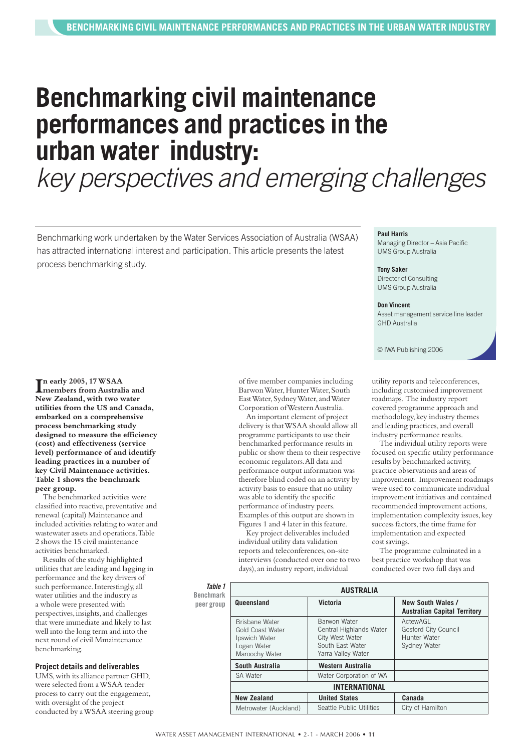# Benchmarking civil maintenance performances and practices in the urban water industry:

*key perspectives and emerging challenges*

Benchmarking work undertaken by the Water Services Association of Australia (WSAA) has attracted international interest and participation. This article presents the latest process benchmarking study.

**Paul Harris**
Managing Director – Asia Pacific
UMS Group Australia

**Tony Saker**
Director of Consulting
UMS Group Australia

**Don Vincent**
Asset management service line leader
GHD Australia

© IWA Publishing 2006

**In early 2005, 17 WSAA members from Australia and New Zealand, with two water utilities from the US and Canada, embarked on a comprehensive process benchmarking study designed to measure the efficiency (cost) and effectiveness (service level) performance of and identify leading practices in a number of key Civil Maintenance activities. Table 1 shows the benchmark peer group.**

The benchmarked activities were classified into reactive, preventative and renewal (capital) Maintenance and included activities relating to water and wastewater assets and operations. Table 2 shows the 15 civil maintenance activities benchmarked.

Results of the study highlighted utilities that are leading and lagging in performance and the key drivers of such performance. Interestingly, all water utilities and the industry as a whole were presented with perspectives, insights, and challenges that were immediate and likely to last well into the long term and into the next round of civil Mmaintenance benchmarking.

### Project details and deliverables

UMS, with its alliance partner GHD, were selected from a WSAA tender process to carry out the engagement, with oversight of the project conducted by a WSAA steering group of five member companies including Barwon Water, Hunter Water, South East Water, Sydney Water, and Water Corporation of Western Australia.

An important element of project delivery is that WSAA should allow all programme participants to use their benchmarked performance results in public or show them to their respective economic regulators. All data and performance output information was therefore blind coded on an activity by activity basis to ensure that no utility was able to identify the specific performance of industry peers. Examples of this output are shown in Figures 1 and 4 later in this feature.

Key project deliverables included individual utility data validation reports and teleconferences, on-site interviews (conducted over one to two days), an industry report, individual utility reports and teleconferences, including customised improvement roadmaps. The industry report covered programme approach and methodology, key industry themes and leading practices, and overall industry performance results.

The individual utility reports were focused on specific utility performance results by benchmarked activity, practice observations and areas of improvement. Improvement roadmaps were used to communicate individual improvement initiatives and contained recommended improvement actions, implementation complexity issues, key success factors, the time frame for implementation and expected cost savings.

The programme culminated in a best practice workshop that was conducted over two full days and

**Table 1** Benchmark peer group

| AUSTRALIA | | |
|---|---|---|
| **Queensland** | **Victoria** | **New South Wales / Australian Capital Territory** |
| Brisbane Water<br>Gold Coast Water<br>Ipswich Water<br>Logan Water<br>Maroochy Water | Barwon Water<br>Central Highlands Water<br>City West Water<br>South East Water<br>Yarra Valley Water | ActewAGL<br>Gosford City Council<br>Hunter Water<br>Sydney Water |
| **South Australia** | **Western Australia** | |
| SA Water | Water Corporation of WA | |
| **INTERNATIONAL** | | |
| **New Zealand** | **United States** | **Canada** |
| Metrowater (Auckland) | Seattle Public Utilities | City of Hamilton |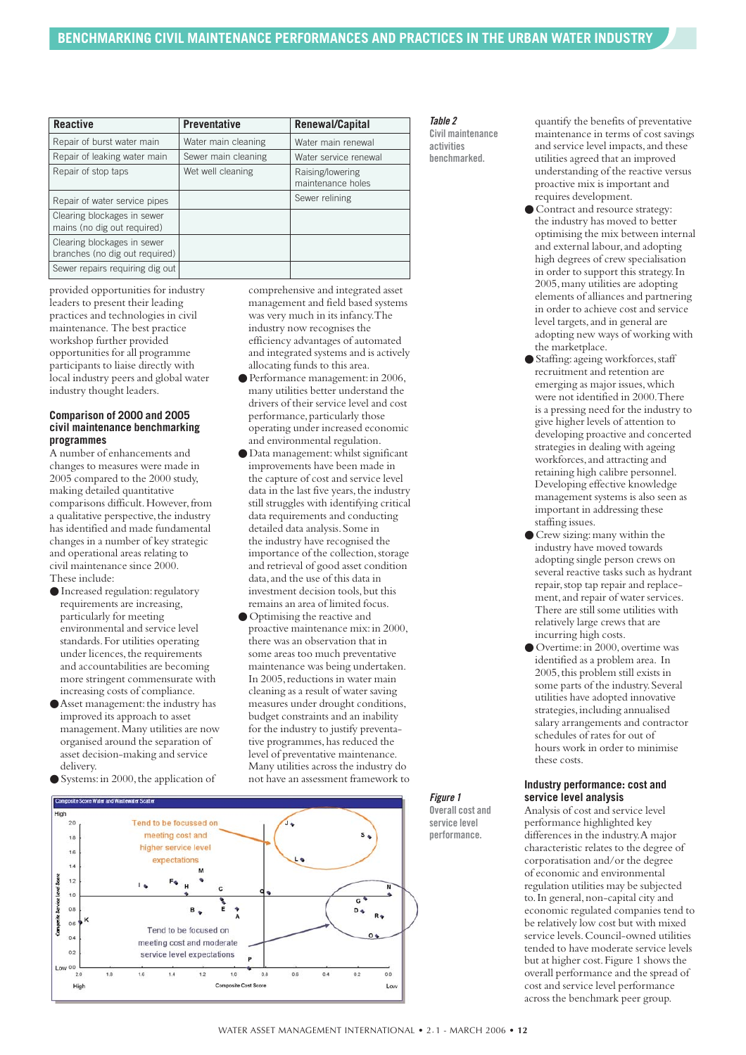| Reactive | Preventative | Renewal/Capital |
|---|---|---|
| Repair of burst water main | Water main cleaning | Water main renewal |
| Repair of leaking water main | Sewer main cleaning | Water service renewal |
| Repair of stop taps | Wet well cleaning | Raising/lowering maintenance holes |
| Repair of water service pipes | | Sewer relining |
| Clearing blockages in sewer mains (no dig out required) | | |
| Clearing blockages in sewer branches (no dig out required) | | |
| Sewer repairs requiring dig out | | |

*Table 2*
Civil maintenance activities benchmarked.

provided opportunities for industry leaders to present their leading practices and technologies in civil maintenance. The best practice workshop further provided opportunities for all programme participants to liaise directly with local industry peers and global water industry thought leaders.

### Comparison of 2000 and 2005 civil maintenance benchmarking programmes

A number of enhancements and changes to measures were made in 2005 compared to the 2000 study, making detailed quantitative comparisons difficult. However, from a qualitative perspective, the industry has identified and made fundamental changes in a number of key strategic and operational areas relating to civil maintenance since 2000. These include:

- Increased regulation: regulatory requirements are increasing, particularly for meeting environmental and service level standards. For utilities operating under licences, the requirements and accountabilities are becoming more stringent commensurate with increasing costs of compliance.
- Asset management: the industry has improved its approach to asset management. Many utilities are now organised around the separation of asset decision-making and service delivery.
- Systems: in 2000, the application of comprehensive and integrated asset management and field based systems was very much in its infancy. The industry now recognises the efficiency advantages of automated and integrated systems and is actively allocating funds to this area.
- Performance management: in 2006, many utilities better understand the drivers of their service level and cost performance, particularly those operating under increased economic and environmental regulation.
- Data management: whilst significant improvements have been made in the capture of cost and service level data in the last five years, the industry still struggles with identifying critical data requirements and conducting detailed data analysis. Some in the industry have recognised the importance of the collection, storage and retrieval of good asset condition data, and the use of this data in investment decision tools, but this remains an area of limited focus.
- Optimising the reactive and proactive maintenance mix: in 2000, there was an observation that in some areas too much preventative maintenance was being undertaken. In 2005, reductions in water main cleaning as a result of water saving measures under drought conditions, budget constraints and an inability for the industry to justify preventative programmes, has reduced the level of preventative maintenance. Many utilities across the industry do not have an assessment framework to quantify the benefits of preventative maintenance in terms of cost savings and service level impacts, and these utilities agreed that an improved understanding of the reactive versus proactive mix is important and requires development.
- Contract and resource strategy: the industry has moved to better optimising the mix between internal and external labour, and adopting high degrees of crew specialisation in order to support this strategy. In 2005, many utilities are adopting elements of alliances and partnering in order to achieve cost and service level targets, and in general are adopting new ways of working with the marketplace.
- Staffing: ageing workforces, staff recruitment and retention are emerging as major issues, which were not identified in 2000. There is a pressing need for the industry to give higher levels of attention to developing proactive and concerted strategies in dealing with ageing workforces, and attracting and retaining high calibre personnel. Developing effective knowledge management systems is also seen as important in addressing these staffing issues.
- Crew sizing: many within the industry have moved towards adopting single person crews on several reactive tasks such as hydrant repair, stop tap repair and replacement, and repair of water services. There are still some utilities with relatively large crews that are incurring high costs.
- Overtime: in 2000, overtime was identified as a problem area. In 2005, this problem still exists in some parts of the industry. Several utilities have adopted innovative strategies, including annualised salary arrangements and contractor schedules of rates for out of hours work in order to minimise these costs.

*Figure 1*
Overall cost and service level performance.

### Industry performance: cost and service level analysis

Analysis of cost and service level performance highlighted key differences in the industry. A major characteristic relates to the degree of corporatisation and/or the degree of economic and environmental regulation utilities may be subjected to. In general, non-capital city and economic regulated companies tend to be relatively low cost but with mixed service levels. Council-owned utilities tended to have moderate service levels but at higher cost. Figure 1 shows the overall performance and the spread of cost and service level performance across the benchmark peer group.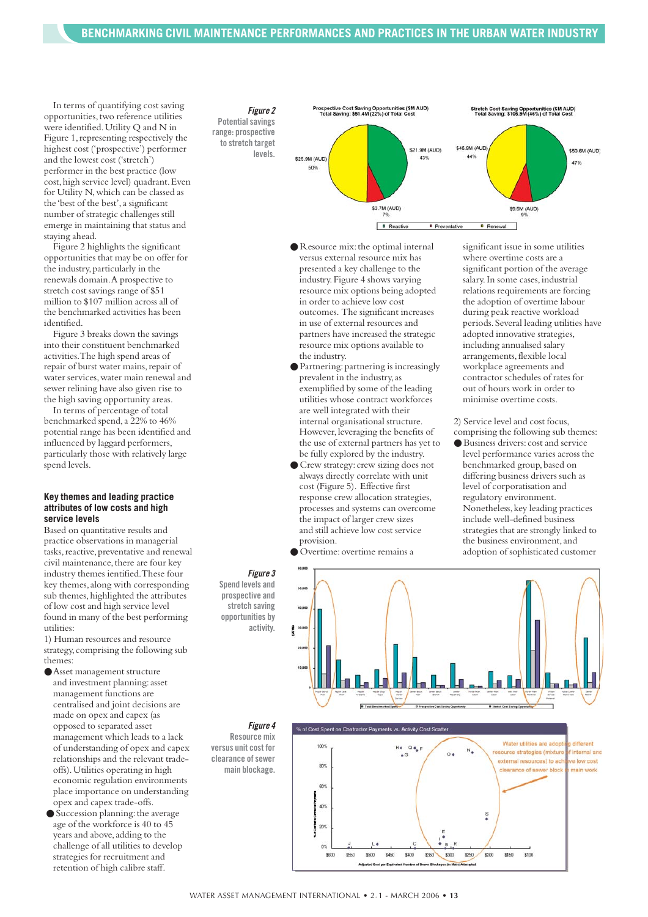In terms of quantifying cost saving opportunities, two reference utilities were identified. Utility Q and N in Figure 1, representing respectively the highest cost ('prospective') performer and the lowest cost ('stretch') performer in the best practice (low cost, high service level) quadrant. Even for Utility N, which can be classed as the 'best of the best', a significant number of strategic challenges still emerge in maintaining that status and staying ahead.

Figure 2 highlights the significant opportunities that may be on offer for the industry, particularly in the renewals domain. A prospective to stretch cost savings range of $51 million to $107 million across all of the benchmarked activities has been identified.

Figure 3 breaks down the savings into their constituent benchmarked activities. The high spend areas of repair of burst water mains, repair of water services, water main renewal and sewer relining have also given rise to the high saving opportunity areas.

In terms of percentage of total benchmarked spend, a 22% to 46% potential range has been identified and influenced by laggard performers, particularly those with relatively large spend levels.

### Key themes and leading practice attributes of low costs and high service levels

Based on quantitative results and practice observations in managerial tasks, reactive, preventative and renewal civil maintenance, there are four key industry themes ientified. These four key themes, along with corresponding sub themes, highlighted the attributes of low cost and high service level found in many of the best performing utilities:

1) Human resources and resource strategy, comprising the following sub themes:

- Asset management structure and investment planning: asset management functions are centralised and joint decisions are made on opex and capex (as opposed to separated asset management which leads to a lack of understanding of opex and capex relationships and the relevant trade-offs). Utilities operating in high economic regulation environments place importance on understanding opex and capex trade-offs.
- Succession planning: the average age of the workforce is 40 to 45 years and above, adding to the challenge of all utilities to develop strategies for recruitment and retention of high calibre staff.
- Resource mix: the optimal internal versus external resource mix has presented a key challenge to the industry. Figure 4 shows varying resource mix options being adopted in order to achieve low cost outcomes. The significant increases in use of external resources and partners have increased the strategic resource mix options available to the industry.
- Partnering: partnering is increasingly prevalent in the industry, as exemplified by some of the leading utilities whose contract workforces are well integrated with their internal organisational structure. However, leveraging the benefits of the use of external partners has yet to be fully explored by the industry.
- Crew strategy: crew sizing does not always directly correlate with unit cost (Figure 5). Effective first response crew allocation strategies, processes and systems can overcome the impact of larger crew sizes and still achieve low cost service provision.
- Overtime: overtime remains a significant issue in some utilities where overtime costs are a significant portion of the average salary. In some cases, industrial relations requirements are forcing the adoption of overtime labour during peak reactive workload periods. Several leading utilities have adopted innovative strategies, including annualised salary arrangements, flexible local workplace agreements and contractor schedules of rates for out of hours work in order to minimise overtime costs.

2) Service level and cost focus, comprising the following sub themes:

- Business drivers: cost and service level performance varies across the benchmarked group, based on differing business drivers such as level of corporatisation and regulatory environment. Nonetheless, key leading practices include well-defined business strategies that are strongly linked to the business environment, and adoption of sophisticated customer

*Figure 2*
Potential savings range: prospective to stretch target levels.

*Figure 3*
Spend levels and prospective and stretch saving opportunities by activity.

*Figure 4*
Resource mix versus unit cost for clearance of sewer main blockage.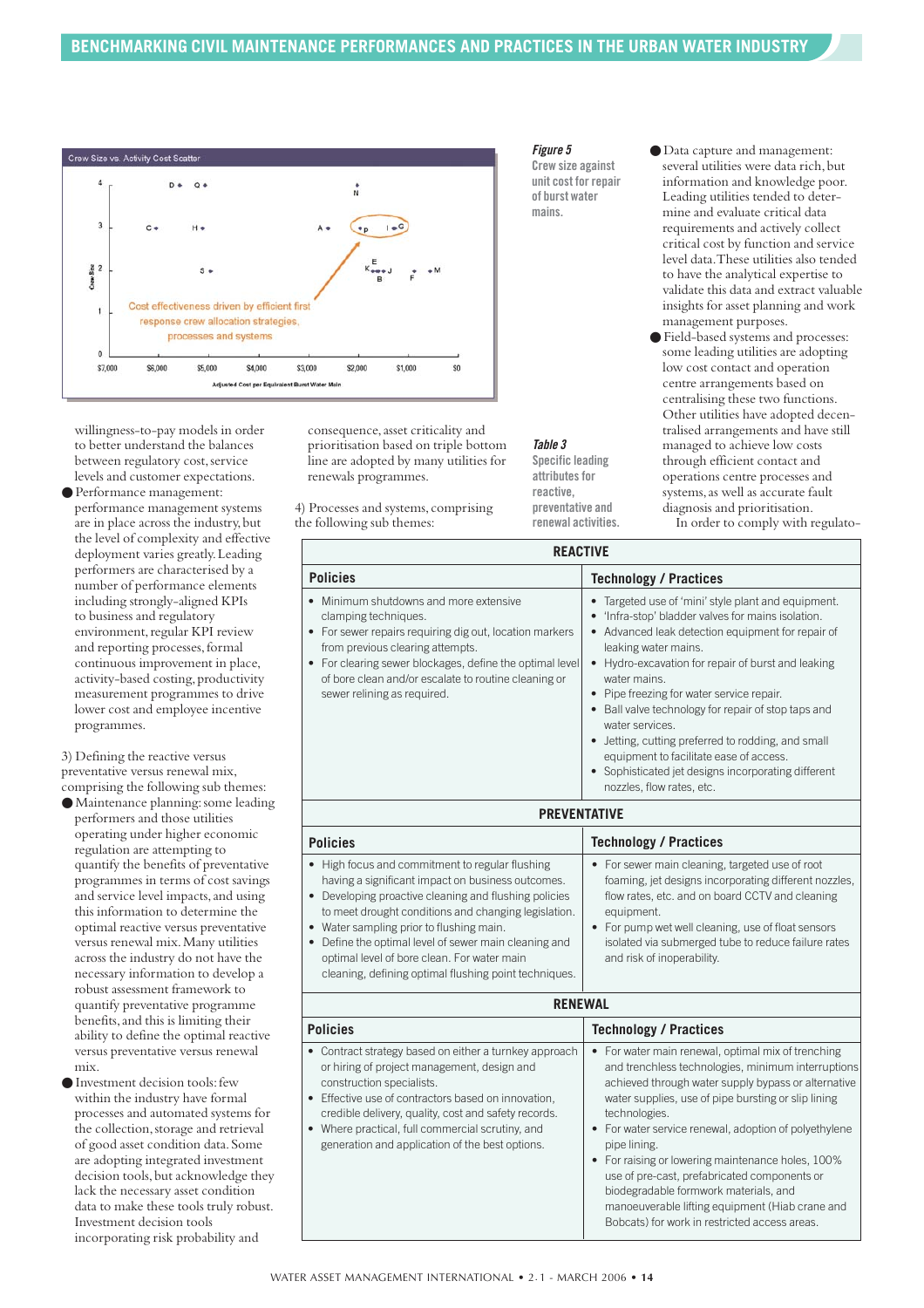Figure 5
Crew size against unit cost for repair of burst water mains.

willingness-to-pay models in order to better understand the balances between regulatory cost, service levels and customer expectations.

- Performance management: performance management systems are in place across the industry, but the level of complexity and effective deployment varies greatly. Leading performers are characterised by a number of performance elements including strongly-aligned KPIs to business and regulatory environment, regular KPI review and reporting processes, formal continuous improvement in place, activity-based costing, productivity measurement programmes to drive lower cost and employee incentive programmes.

3) Defining the reactive versus preventative versus renewal mix, comprising the following sub themes:

- Maintenance planning: some leading performers and those utilities operating under higher economic regulation are attempting to quantify the benefits of preventative programmes in terms of cost savings and service level impacts, and using this information to determine the optimal reactive versus preventative versus renewal mix. Many utilities across the industry do not have the necessary information to develop a robust assessment framework to quantify preventative programme benefits, and this is limiting their ability to define the optimal reactive versus preventative versus renewal mix.
- Investment decision tools: few within the industry have formal processes and automated systems for the collection, storage and retrieval of good asset condition data. Some are adopting integrated investment decision tools, but acknowledge they lack the necessary asset condition data to make these tools truly robust. Investment decision tools incorporating risk probability and consequence, asset criticality and prioritisation based on triple bottom line are adopted by many utilities for renewals programmes.

4) Processes and systems, comprising the following sub themes:

- Data capture and management: several utilities were data rich, but information and knowledge poor. Leading utilities tended to determine and evaluate critical data requirements and actively collect critical cost by function and service level data. These utilities also tended to have the analytical expertise to validate this data and extract valuable insights for asset planning and work management purposes.
- Field-based systems and processes: some leading utilities are adopting low cost contact and operation centre arrangements based on centralising these two functions. Other utilities have adopted decentralised arrangements and have still managed to achieve low costs through efficient contact and operations centre processes and systems, as well as accurate fault diagnosis and prioritisation.

In order to comply with regulato-

Table 3
Specific leading attributes for reactive, preventative and renewal activities.

| Policies | Technology / Practices |
|---|---|
| **REACTIVE** | |
| • Minimum shutdowns and more extensive clamping techniques.<br>• For sewer repairs requiring dig out, location markers from previous clearing attempts.<br>• For clearing sewer blockages, define the optimal level of bore clean and/or escalate to routine cleaning or sewer relining as required. | • Targeted use of 'mini' style plant and equipment.<br>• 'Infra-stop' bladder valves for mains isolation.<br>• Advanced leak detection equipment for repair of leaking water mains.<br>• Hydro-excavation for repair of burst and leaking water mains.<br>• Pipe freezing for water service repair.<br>• Ball valve technology for repair of stop taps and water services.<br>• Jetting, cutting preferred to rodding, and small equipment to facilitate ease of access.<br>• Sophisticated jet designs incorporating different nozzles, flow rates, etc. |
| **PREVENTATIVE** | |
| • High focus and commitment to regular flushing having a significant impact on business outcomes.<br>• Developing proactive cleaning and flushing policies to meet drought conditions and changing legislation.<br>• Water sampling prior to flushing main.<br>• Define the optimal level of sewer main cleaning and optimal level of bore clean. For water main cleaning, defining optimal flushing point techniques. | • For sewer main cleaning, targeted use of root foaming, jet designs incorporating different nozzles, flow rates, etc. and on board CCTV and cleaning equipment.<br>• For pump wet well cleaning, use of float sensors isolated via submerged tube to reduce failure rates and risk of inoperability. |
| **RENEWAL** | |
| • Contract strategy based on either a turnkey approach or hiring of project management, design and construction specialists.<br>• Effective use of contractors based on innovation, credible delivery, quality, cost and safety records.<br>• Where practical, full commercial scrutiny, and generation and application of the best options. | • For water main renewal, optimal mix of trenching and trenchless technologies, minimum interruptions achieved through water supply bypass or alternative water supplies, use of pipe bursting or slip lining technologies.<br>• For water service renewal, adoption of polyethylene pipe lining.<br>• For raising or lowering maintenance holes, 100% use of pre-cast, prefabricated components or biodegradable formwork materials, and manoeuverable lifting equipment (Hiab crane and Bobcats) for work in restricted access areas. |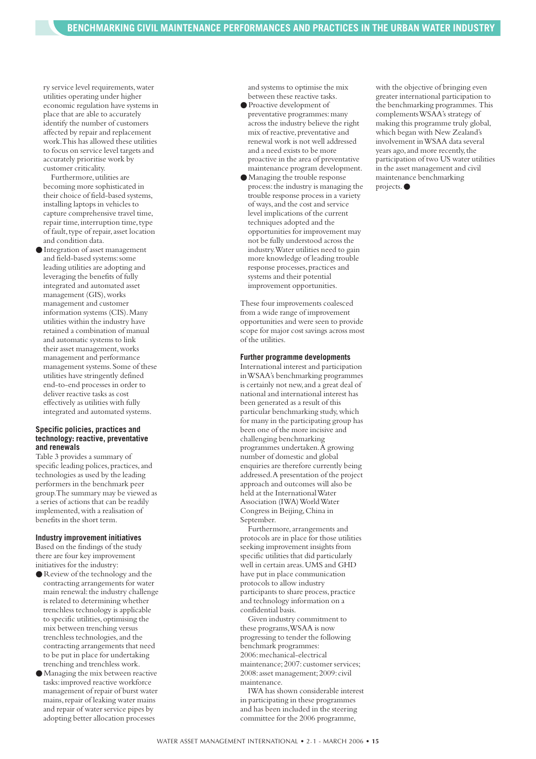ry service level requirements, water utilities operating under higher economic regulation have systems in place that are able to accurately identify the number of customers affected by repair and replacement work. This has allowed these utilities to focus on service level targets and accurately prioritise work by customer criticality.

Furthermore, utilities are becoming more sophisticated in their choice of field-based systems, installing laptops in vehicles to capture comprehensive travel time, repair time, interruption time, type of fault, type of repair, asset location and condition data.

- Integration of asset management and field-based systems: some leading utilities are adopting and leveraging the benefits of fully integrated and automated asset management (GIS), works management and customer information systems (CIS). Many utilities within the industry have retained a combination of manual and automatic systems to link their asset management, works management and performance management systems. Some of these utilities have stringently defined end-to-end processes in order to deliver reactive tasks as cost effectively as utilities with fully integrated and automated systems.

#### Specific policies, practices and technology: reactive, preventative and renewals

Table 3 provides a summary of specific leading polices, practices, and technologies as used by the leading performers in the benchmark peer group. The summary may be viewed as a series of actions that can be readily implemented, with a realisation of benefits in the short term.

#### Industry improvement initiatives

Based on the findings of the study there are four key improvement initiatives for the industry:

- Review of the technology and the contracting arrangements for water main renewal: the industry challenge is related to determining whether trenchless technology is applicable to specific utilities, optimising the mix between trenching versus trenchless technologies, and the contracting arrangements that need to be put in place for undertaking trenching and trenchless work.
- Managing the mix between reactive tasks: improved reactive workforce management of repair of burst water mains, repair of leaking water mains and repair of water service pipes by adopting better allocation processes and systems to optimise the mix between these reactive tasks.
- Proactive development of preventative programmes: many across the industry believe the right mix of reactive, preventative and renewal work is not well addressed and a need exists to be more proactive in the area of preventative maintenance program development.
- Managing the trouble response process: the industry is managing the trouble response process in a variety of ways, and the cost and service level implications of the current techniques adopted and the opportunities for improvement may not be fully understood across the industry. Water utilities need to gain more knowledge of leading trouble response processes, practices and systems and their potential improvement opportunities.

These four improvements coalesced from a wide range of improvement opportunities and were seen to provide scope for major cost savings across most of the utilities.

#### Further programme developments

International interest and participation in WSAA's benchmarking programmes is certainly not new, and a great deal of national and international interest has been generated as a result of this particular benchmarking study, which for many in the participating group has been one of the more incisive and challenging benchmarking programmes undertaken. A growing number of domestic and global enquiries are therefore currently being addressed. A presentation of the project approach and outcomes will also be held at the International Water Association (IWA) World Water Congress in Beijing, China in September.

Furthermore, arrangements and protocols are in place for those utilities seeking improvement insights from specific utilities that did particularly well in certain areas. UMS and GHD have put in place communication protocols to allow industry participants to share process, practice and technology information on a confidential basis.

Given industry commitment to these programs, WSAA is now progressing to tender the following benchmark programmes: 2006: mechanical-electrical maintenance; 2007: customer services; 2008: asset management; 2009: civil maintenance.

IWA has shown considerable interest in participating in these programmes and has been included in the steering committee for the 2006 programme, with the objective of bringing even greater international participation to the benchmarking programmes. This complements WSAA's strategy of making this programme truly global, which began with New Zealand's involvement in WSAA data several years ago, and more recently, the participation of two US water utilities in the asset management and civil maintenance benchmarking projects. ●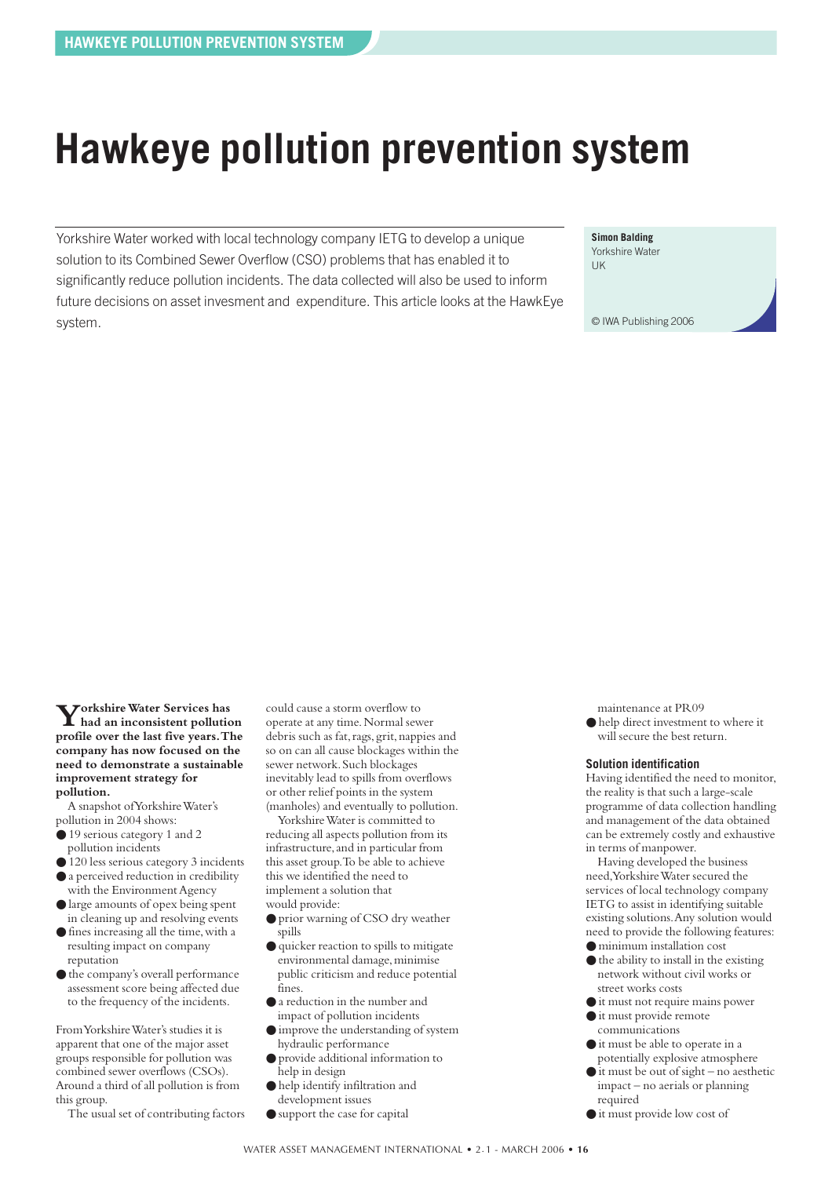# Hawkeye pollution prevention system

Yorkshire Water worked with local technology company IETG to develop a unique solution to its Combined Sewer Overflow (CSO) problems that has enabled it to significantly reduce pollution incidents. The data collected will also be used to inform future decisions on asset invesment and expenditure. This article looks at the HawkEye system.

**Simon Balding**
Yorkshire Water
UK

© IWA Publishing 2006

**Yorkshire Water Services has had an inconsistent pollution profile over the last five years. The company has now focused on the need to demonstrate a sustainable improvement strategy for pollution.**

A snapshot of Yorkshire Water's pollution in 2004 shows:

- 19 serious category 1 and 2 pollution incidents
- 120 less serious category 3 incidents
- a perceived reduction in credibility with the Environment Agency
- large amounts of opex being spent in cleaning up and resolving events
- fines increasing all the time, with a resulting impact on company reputation
- the company's overall performance assessment score being affected due to the frequency of the incidents.

From Yorkshire Water's studies it is apparent that one of the major asset groups responsible for pollution was combined sewer overflows (CSOs). Around a third of all pollution is from this group.

The usual set of contributing factors could cause a storm overflow to operate at any time. Normal sewer debris such as fat, rags, grit, nappies and so on can all cause blockages within the sewer network. Such blockages inevitably lead to spills from overflows or other relief points in the system (manholes) and eventually to pollution.

Yorkshire Water is committed to reducing all aspects pollution from its infrastructure, and in particular from this asset group. To be able to achieve this we identified the need to implement a solution that would provide:

- prior warning of CSO dry weather spills
- quicker reaction to spills to mitigate environmental damage, minimise public criticism and reduce potential fines.
- a reduction in the number and impact of pollution incidents
- improve the understanding of system hydraulic performance
- provide additional information to help in design
- help identify infiltration and development issues
- support the case for capital maintenance at PR09
- help direct investment to where it will secure the best return.

### Solution identification

Having identified the need to monitor, the reality is that such a large-scale programme of data collection handling and management of the data obtained can be extremely costly and exhaustive in terms of manpower.

Having developed the business need, Yorkshire Water secured the services of local technology company IETG to assist in identifying suitable existing solutions. Any solution would need to provide the following features:

- minimum installation cost
- the ability to install in the existing network without civil works or street works costs
- it must not require mains power
- it must provide remote communications
- it must be able to operate in a potentially explosive atmosphere
- it must be out of sight – no aesthetic impact – no aerials or planning required
- it must provide low cost of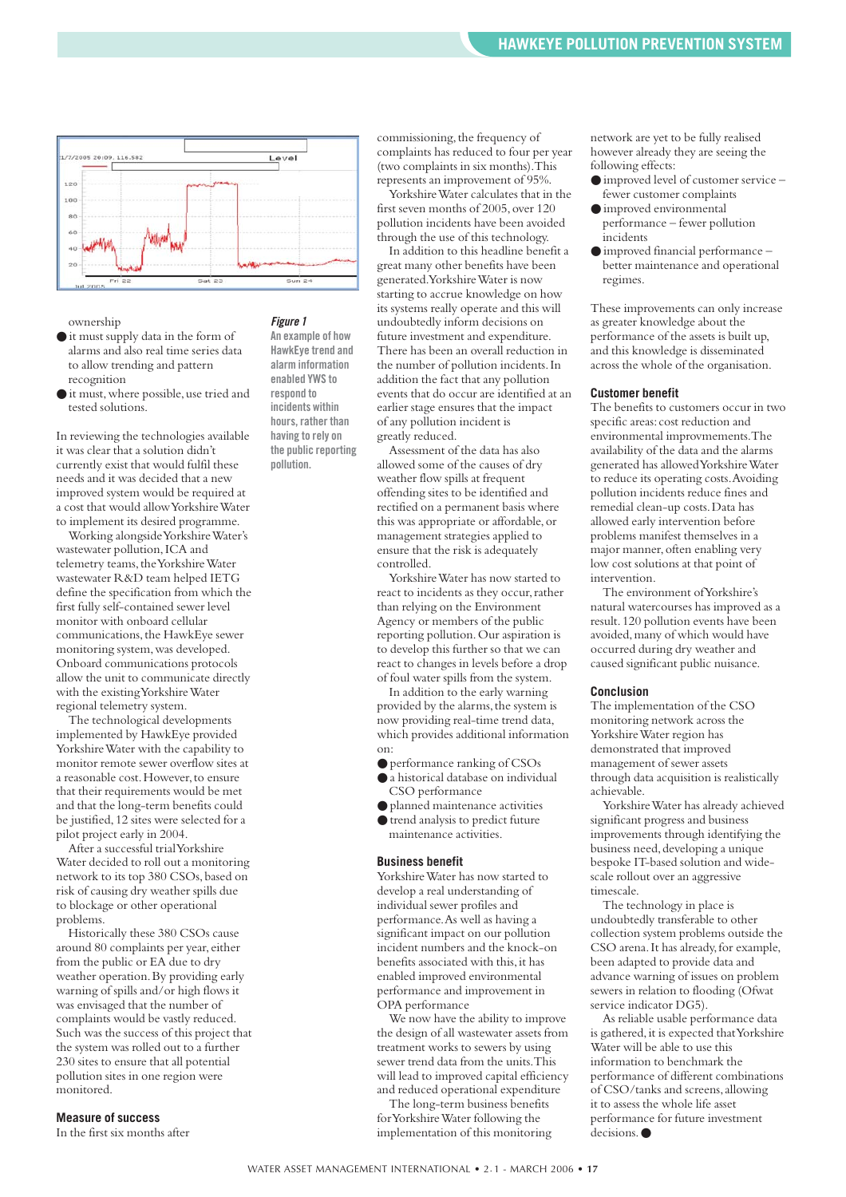ownership

- it must supply data in the form of alarms and also real time series data to allow trending and pattern recognition
- it must, where possible, use tried and tested solutions.

In reviewing the technologies available it was clear that a solution didn't currently exist that would fulfil these needs and it was decided that a new improved system would be required at a cost that would allow Yorkshire Water to implement its desired programme.

Working alongside Yorkshire Water's wastewater pollution, ICA and telemetry teams, the Yorkshire Water wastewater R&D team helped IETG define the specification from which the first fully self-contained sewer level monitor with onboard cellular communications, the HawkEye sewer monitoring system, was developed. Onboard communications protocols allow the unit to communicate directly with the existing Yorkshire Water regional telemetry system.

The technological developments implemented by HawkEye provided Yorkshire Water with the capability to monitor remote sewer overflow sites at a reasonable cost. However, to ensure that their requirements would be met and that the long-term benefits could be justified, 12 sites were selected for a pilot project early in 2004.

After a successful trial Yorkshire Water decided to roll out a monitoring network to its top 380 CSOs, based on risk of causing dry weather spills due to blockage or other operational problems.

Historically these 380 CSOs cause around 80 complaints per year, either from the public or EA due to dry weather operation. By providing early warning of spills and/or high flows it was envisaged that the number of complaints would be vastly reduced. Such was the success of this project that the system was rolled out to a further 230 sites to ensure that all potential pollution sites in one region were monitored.

**Figure 1**
An example of how HawkEye trend and alarm information enabled YWS to respond to incidents within hours, rather than having to rely on the public reporting pollution.

## Measure of success

In the first six months after commissioning, the frequency of complaints has reduced to four per year (two complaints in six months). This represents an improvement of 95%.

Yorkshire Water calculates that in the first seven months of 2005, over 120 pollution incidents have been avoided through the use of this technology.

In addition to this headline benefit a great many other benefits have been generated. Yorkshire Water is now starting to accrue knowledge on how its systems really operate and this will undoubtedly inform decisions on future investment and expenditure. There has been an overall reduction in the number of pollution incidents. In addition the fact that any pollution events that do occur are identified at an earlier stage ensures that the impact of any pollution incident is greatly reduced.

Assessment of the data has also allowed some of the causes of dry weather flow spills at frequent offending sites to be identified and rectified on a permanent basis where this was appropriate or affordable, or management strategies applied to ensure that the risk is adequately controlled.

Yorkshire Water has now started to react to incidents as they occur, rather than relying on the Environment Agency or members of the public reporting pollution. Our aspiration is to develop this further so that we can react to changes in levels before a drop of foul water spills from the system.

In addition to the early warning provided by the alarms, the system is now providing real-time trend data, which provides additional information on:

- performance ranking of CSOs
- a historical database on individual CSO performance
- planned maintenance activities
- trend analysis to predict future maintenance activities.

## Business benefit

Yorkshire Water has now started to develop a real understanding of individual sewer profiles and performance. As well as having a significant impact on our pollution incident numbers and the knock-on benefits associated with this, it has enabled improved environmental performance and improvement in OPA performance

We now have the ability to improve the design of all wastewater assets from treatment works to sewers by using sewer trend data from the units. This will lead to improved capital efficiency and reduced operational expenditure

The long-term business benefits for Yorkshire Water following the implementation of this monitoring network are yet to be fully realised however already they are seeing the following effects:

- improved level of customer service – fewer customer complaints
- improved environmental performance – fewer pollution incidents
- improved financial performance – better maintenance and operational regimes.

These improvements can only increase as greater knowledge about the performance of the assets is built up, and this knowledge is disseminated across the whole of the organisation.

## Customer benefit

The benefits to customers occur in two specific areas: cost reduction and environmental improvments. The availability of the data and the alarms generated has allowed Yorkshire Water to reduce its operating costs. Avoiding pollution incidents reduce fines and remedial clean-up costs. Data has allowed early intervention before problems manifest themselves in a major manner, often enabling very low cost solutions at that point of intervention.

The environment of Yorkshire's natural watercourses has improved as a result. 120 pollution events have been avoided, many of which would have occurred during dry weather and caused significant public nuisance.

## Conclusion

The implementation of the CSO monitoring network across the Yorkshire Water region has demonstrated that improved management of sewer assets through data acquisition is realistically achievable.

Yorkshire Water has already achieved significant progress and business improvements through identifying the business need, developing a unique bespoke IT-based solution and wide-scale rollout over an aggressive timescale.

The technology in place is undoubtedly transferable to other collection system problems outside the CSO arena. It has already, for example, been adapted to provide data and advance warning of issues on problem sewers in relation to flooding (Ofwat service indicator DG5).

As reliable usable performance data is gathered, it is expected that Yorkshire Water will be able to use this information to benchmark the performance of different combinations of CSO/tanks and screens, allowing it to assess the whole life asset performance for future investment decisions. ●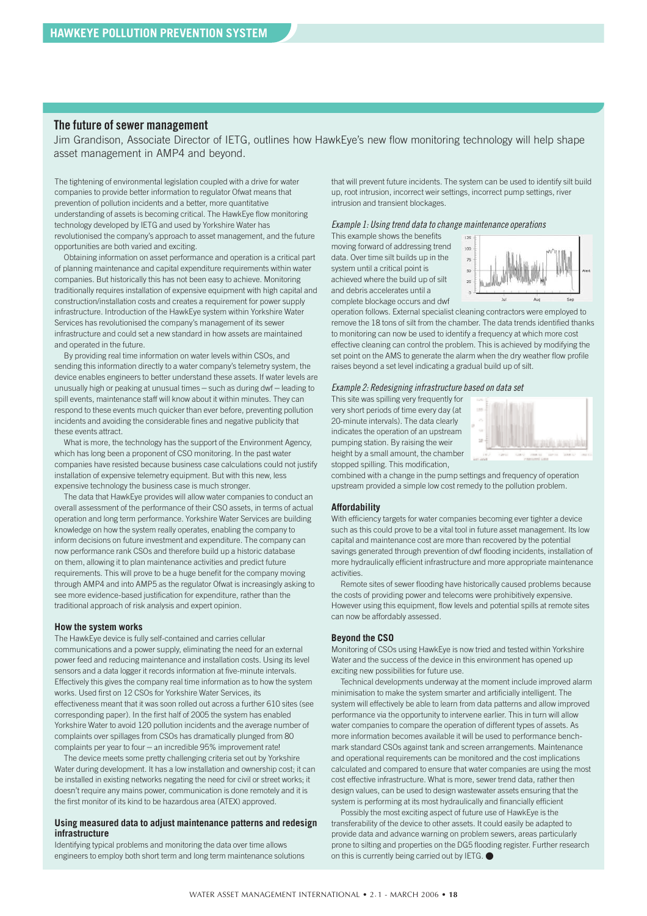## The future of sewer management

Jim Grandison, Associate Director of IETG, outlines how HawkEye's new flow monitoring technology will help shape asset management in AMP4 and beyond.

The tightening of environmental legislation coupled with a drive for water companies to provide better information to regulator Ofwat means that prevention of pollution incidents and a better, more quantitative understanding of assets is becoming critical. The HawkEye flow monitoring technology developed by IETG and used by Yorkshire Water has revolutionised the company's approach to asset management, and the future opportunities are both varied and exciting.

Obtaining information on asset performance and operation is a critical part of planning maintenance and capital expenditure requirements within water companies. But historically this has not been easy to achieve. Monitoring traditionally requires installation of expensive equipment with high capital and construction/installation costs and creates a requirement for power supply infrastructure. Introduction of the HawkEye system within Yorkshire Water Services has revolutionised the company's management of its sewer infrastructure and could set a new standard in how assets are maintained and operated in the future.

By providing real time information on water levels within CSOs, and sending this information directly to a water company's telemetry system, the device enables engineers to better understand these assets. If water levels are unusually high or peaking at unusual times – such as during dwf – leading to spill events, maintenance staff will know about it within minutes. They can respond to these events much quicker than ever before, preventing pollution incidents and avoiding the considerable fines and negative publicity that these events attract.

What is more, the technology has the support of the Environment Agency, which has long been a proponent of CSO monitoring. In the past water companies have resisted because business case calculations could not justify installation of expensive telemetry equipment. But with this new, less expensive technology the business case is much stronger.

The data that HawkEye provides will allow water companies to conduct an overall assessment of the performance of their CSO assets, in terms of actual operation and long term performance. Yorkshire Water Services are building knowledge on how the system really operates, enabling the company to inform decisions on future investment and expenditure. The company can now performance rank CSOs and therefore build up a historic database on them, allowing it to plan maintenance activities and predict future requirements. This will prove to be a huge benefit for the company moving through AMP4 and into AMP5 as the regulator Ofwat is increasingly asking to see more evidence-based justification for expenditure, rather than the traditional approach of risk analysis and expert opinion.

### How the system works

The HawkEye device is fully self-contained and carries cellular communications and a power supply, eliminating the need for an external power feed and reducing maintenance and installation costs. Using its level sensors and a data logger it records information at five-minute intervals. Effectively this gives the company real time information as to how the system works. Used first on 12 CSOs for Yorkshire Water Services, its effectiveness meant that it was soon rolled out across a further 610 sites (see corresponding paper). In the first half of 2005 the system has enabled Yorkshire Water to avoid 120 pollution incidents and the average number of complaints over spillages from CSOs has dramatically plunged from 80 complaints per year to four – an incredible 95% improvement rate!

The device meets some pretty challenging criteria set out by Yorkshire Water during development. It has a low installation and ownership cost; it can be installed in existing networks negating the need for civil or street works; it doesn't require any mains power, communication is done remotely and it is the first monitor of its kind to be hazardous area (ATEX) approved.

### Using measured data to adjust maintenance patterns and redesign infrastructure

Identifying typical problems and monitoring the data over time allows engineers to employ both short term and long term maintenance solutions that will prevent future incidents. The system can be used to identify silt build up, root intrusion, incorrect weir settings, incorrect pump settings, river intrusion and transient blockages.

*Example 1: Using trend data to change maintenance operations*

This example shows the benefits moving forward of addressing trend data. Over time silt builds up in the system until a critical point is achieved where the build up of silt and debris accelerates until a complete blockage occurs and dwf operation follows. External specialist cleaning contractors were employed to remove the 18 tons of silt from the chamber. The data trends identified thanks to monitoring can now be used to identify a frequency at which more cost effective cleaning can control the problem. This is achieved by modifying the set point on the AMS to generate the alarm when the dry weather flow profile raises beyond a set level indicating a gradual build up of silt.

*Example 2: Redesigning infrastructure based on data set*

This site was spilling very frequently for very short periods of time every day (at 20-minute intervals). The data clearly indicates the operation of an upstream pumping station. By raising the weir height by a small amount, the chamber stopped spilling. This modification, combined with a change in the pump settings and frequency of operation upstream provided a simple low cost remedy to the pollution problem.

### Affordability

With efficiency targets for water companies becoming ever tighter a device such as this could prove to be a vital tool in future asset management. Its low capital and maintenance cost are more than recovered by the potential savings generated through prevention of dwf flooding incidents, installation of more hydraulically efficient infrastructure and more appropriate maintenance activities.

Remote sites of sewer flooding have historically caused problems because the costs of providing power and telecoms were prohibitively expensive. However using this equipment, flow levels and potential spills at remote sites can now be affordably assessed.

### Beyond the CSO

Monitoring of CSOs using HawkEye is now tried and tested within Yorkshire Water and the success of the device in this environment has opened up exciting new possibilities for future use.

Technical developments underway at the moment include improved alarm minimisation to make the system smarter and artificially intelligent. The system will effectively be able to learn from data patterns and allow improved performance via the opportunity to intervene earlier. This in turn will allow water companies to compare the operation of different types of assets. As more information becomes available it will be used to performance benchmark standard CSOs against tank and screen arrangements. Maintenance and operational requirements can be monitored and the cost implications calculated and compared to ensure that water companies are using the most cost effective infrastructure. What is more, sewer trend data, rather then design values, can be used to design wastewater assets ensuring that the system is performing at its most hydraulically and financially efficient

Possibly the most exciting aspect of future use of HawkEye is the transferability of the device to other assets. It could easily be adapted to provide data and advance warning on problem sewers, areas particularly prone to silting and properties on the DG5 flooding register. Further research on this is currently being carried out by IETG. ●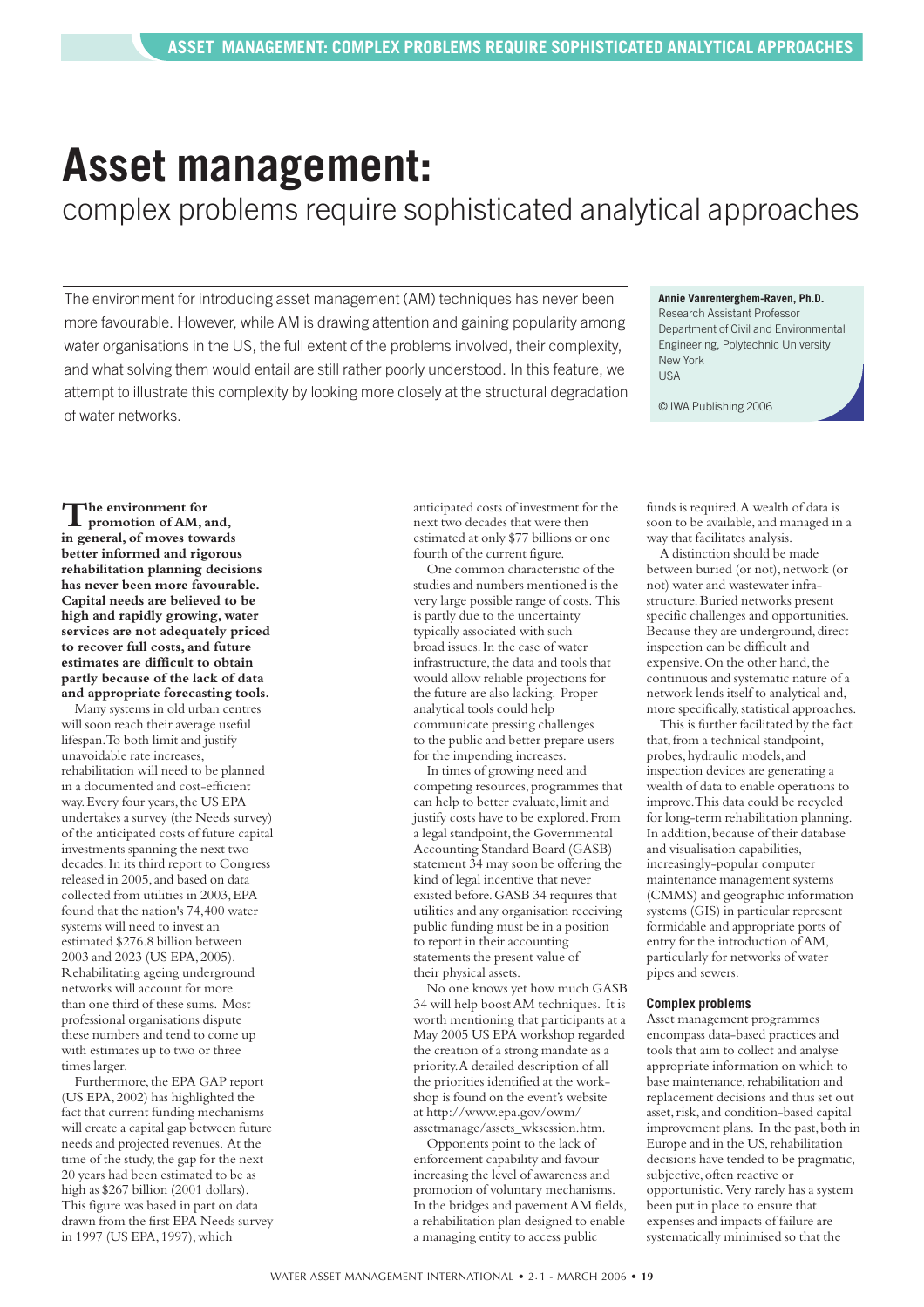# Asset management:

## complex problems require sophisticated analytical approaches

The environment for introducing asset management (AM) techniques has never been more favourable. However, while AM is drawing attention and gaining popularity among water organisations in the US, the full extent of the problems involved, their complexity, and what solving them would entail are still rather poorly understood. In this feature, we attempt to illustrate this complexity by looking more closely at the structural degradation of water networks.

**Annie Vanrenterghem-Raven, Ph.D.**
Research Assistant Professor
Department of Civil and Environmental Engineering, Polytechnic University
New York
USA

© IWA Publishing 2006

**The environment for promotion of AM, and, in general, of moves towards better informed and rigorous rehabilitation planning decisions has never been more favourable. Capital needs are believed to be high and rapidly growing, water services are not adequately priced to recover full costs, and future estimates are difficult to obtain partly because of the lack of data and appropriate forecasting tools.**

Many systems in old urban centres will soon reach their average useful lifespan. To both limit and justify unavoidable rate increases, rehabilitation will need to be planned in a documented and cost-efficient way. Every four years, the US EPA undertakes a survey (the Needs survey) of the anticipated costs of future capital investments spanning the next two decades. In its third report to Congress released in 2005, and based on data collected from utilities in 2003, EPA found that the nation's 74,400 water systems will need to invest an estimated \$276.8 billion between 2003 and 2023 (US EPA, 2005). Rehabilitating ageing underground networks will account for more than one third of these sums. Most professional organisations dispute these numbers and tend to come up with estimates up to two or three times larger.

Furthermore, the EPA GAP report (US EPA, 2002) has highlighted the fact that current funding mechanisms will create a capital gap between future needs and projected revenues. At the time of the study, the gap for the next 20 years had been estimated to be as high as \$267 billion (2001 dollars). This figure was based in part on data drawn from the first EPA Needs survey in 1997 (US EPA, 1997), which anticipated costs of investment for the next two decades that were then estimated at only \$77 billions or one fourth of the current figure.

One common characteristic of the studies and numbers mentioned is the very large possible range of costs. This is partly due to the uncertainty typically associated with such broad issues. In the case of water infrastructure, the data and tools that would allow reliable projections for the future are also lacking. Proper analytical tools could help communicate pressing challenges to the public and better prepare users for the impending increases.

In times of growing need and competing resources, programmes that can help to better evaluate, limit and justify costs have to be explored. From a legal standpoint, the Governmental Accounting Standard Board (GASB) statement 34 may soon be offering the kind of legal incentive that never existed before. GASB 34 requires that utilities and any organisation receiving public funding must be in a position to report in their accounting statements the present value of their physical assets.

No one knows yet how much GASB 34 will help boost AM techniques. It is worth mentioning that participants at a May 2005 US EPA workshop regarded the creation of a strong mandate as a priority. A detailed description of all the priorities identified at the workshop is found on the event's website at http://www.epa.gov/owm/assetmanage/assets_wksession.htm.

Opponents point to the lack of enforcement capability and favour increasing the level of awareness and promotion of voluntary mechanisms. In the bridges and pavement AM fields, a rehabilitation plan designed to enable a managing entity to access public funds is required. A wealth of data is soon to be available, and managed in a way that facilitates analysis.

A distinction should be made between buried (or not), network (or not) water and wastewater infrastructure. Buried networks present specific challenges and opportunities. Because they are underground, direct inspection can be difficult and expensive. On the other hand, the continuous and systematic nature of a network lends itself to analytical and, more specifically, statistical approaches.

This is further facilitated by the fact that, from a technical standpoint, probes, hydraulic models, and inspection devices are generating a wealth of data to enable operations to improve. This data could be recycled for long-term rehabilitation planning. In addition, because of their database and visualisation capabilities, increasingly-popular computer maintenance management systems (CMMS) and geographic information systems (GIS) in particular represent formidable and appropriate ports of entry for the introduction of AM, particularly for networks of water pipes and sewers.

### Complex problems

Asset management programmes encompass data-based practices and tools that aim to collect and analyse appropriate information on which to base maintenance, rehabilitation and replacement decisions and thus set out asset, risk, and condition-based capital improvement plans. In the past, both in Europe and in the US, rehabilitation decisions have tended to be pragmatic, subjective, often reactive or opportunistic. Very rarely has a system been put in place to ensure that expenses and impacts of failure are systematically minimised so that the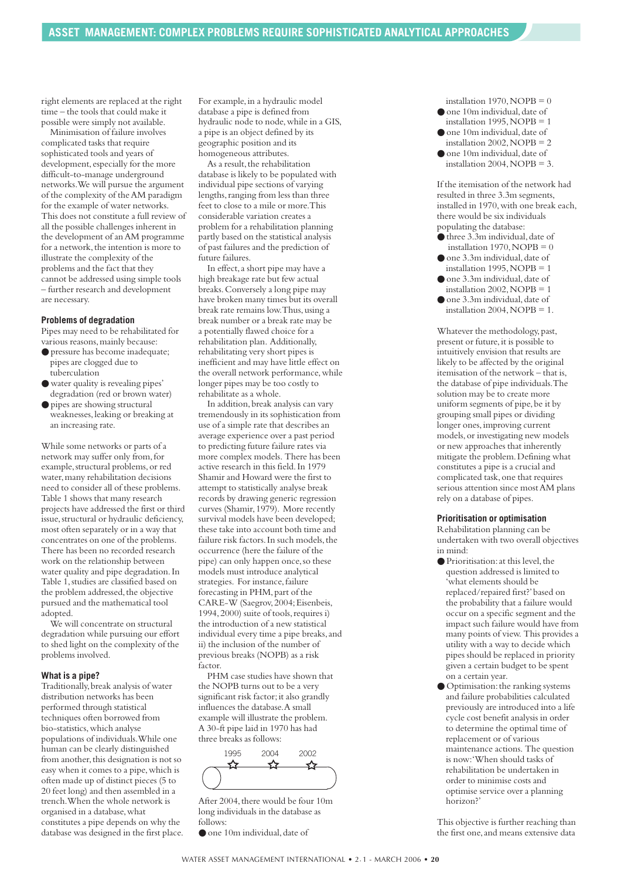right elements are replaced at the right time – the tools that could make it possible were simply not available.

Minimisation of failure involves complicated tasks that require sophisticated tools and years of development, especially for the more difficult-to-manage underground networks. We will pursue the argument of the complexity of the AM paradigm for the example of water networks. This does not constitute a full review of all the possible challenges inherent in the development of an AM programme for a network, the intention is more to illustrate the complexity of the problems and the fact that they cannot be addressed using simple tools – further research and development are necessary.

### Problems of degradation

Pipes may need to be rehabilitated for various reasons, mainly because:

- pressure has become inadequate; pipes are clogged due to tuberculation
- water quality is revealing pipes' degradation (red or brown water)
- pipes are showing structural weaknesses, leaking or breaking at an increasing rate.

While some networks or parts of a network may suffer only from, for example, structural problems, or red water, many rehabilitation decisions need to consider all of these problems. Table 1 shows that many research projects have addressed the first or third issue, structural or hydraulic deficiency, most often separately or in a way that concentrates on one of the problems. There has been no recorded research work on the relationship between water quality and pipe degradation. In Table 1, studies are classified based on the problem addressed, the objective pursued and the mathematical tool adopted.

We will concentrate on structural degradation while pursuing our effort to shed light on the complexity of the problems involved.

### What is a pipe?

Traditionally, break analysis of water distribution networks has been performed through statistical techniques often borrowed from bio-statistics, which analyse populations of individuals. While one human can be clearly distinguished from another, this designation is not so easy when it comes to a pipe, which is often made up of distinct pieces (5 to 20 feet long) and then assembled in a trench. When the whole network is organised in a database, what constitutes a pipe depends on why the database was designed in the first place. For example, in a hydraulic model database a pipe is defined from hydraulic node to node, while in a GIS, a pipe is an object defined by its geographic position and its homogeneous attributes.

As a result, the rehabilitation database is likely to be populated with individual pipe sections of varying lengths, ranging from less than three feet to close to a mile or more. This considerable variation creates a problem for a rehabilitation planning partly based on the statistical analysis of past failures and the prediction of future failures.

In effect, a short pipe may have a high breakage rate but few actual breaks. Conversely a long pipe may have broken many times but its overall break rate remains low. Thus, using a break number or a break rate may be a potentially flawed choice for a rehabilitation plan. Additionally, rehabilitating very short pipes is inefficient and may have little effect on the overall network performance, while longer pipes may be too costly to rehabilitate as a whole.

In addition, break analysis can vary tremendously in its sophistication from use of a simple rate that describes an average experience over a past period to predicting future failure rates via more complex models. There has been active research in this field. In 1979 Shamir and Howard were the first to attempt to statistically analyse break records by drawing generic regression curves (Shamir, 1979). More recently survival models have been developed; these take into account both time and failure risk factors. In such models, the occurrence (here the failure of the pipe) can only happen once, so these models must introduce analytical strategies. For instance, failure forecasting in PHM, part of the CARE-W (Saegrov, 2004; Eisenbeis, 1994, 2000) suite of tools, requires i) the introduction of a new statistical individual every time a pipe breaks, and ii) the inclusion of the number of previous breaks (NOPB) as a risk factor.

PHM case studies have shown that the NOPB turns out to be a very significant risk factor; it also grandly influences the database. A small example will illustrate the problem. A 30-ft pipe laid in 1970 has had three breaks as follows:

1995 2004 2002

After 2004, there would be four 10m long individuals in the database as follows:

- one 10m individual, date of installation 1970, NOPB = 0
- one 10m individual, date of installation 1995, NOPB = 1
- one 10m individual, date of installation 2002, NOPB = 2
- one 10m individual, date of installation 2004, NOPB = 3.

If the itemisation of the network had resulted in three 3.3m segments, installed in 1970, with one break each, there would be six individuals populating the database:

- three 3.3m individual, date of installation 1970, NOPB = 0
- one 3.3m individual, date of installation 1995, NOPB = 1
- one 3.3m individual, date of installation 2002, NOPB = 1
- one 3.3m individual, date of installation 2004, NOPB = 1.

Whatever the methodology, past, present or future, it is possible to intuitively envision that results are likely to be affected by the original itemisation of the network – that is, the database of pipe individuals. The solution may be to create more uniform segments of pipe, be it by grouping small pipes or dividing longer ones, improving current models, or investigating new models or new approaches that inherently mitigate the problem. Defining what constitutes a pipe is a crucial and complicated task, one that requires serious attention since most AM plans rely on a database of pipes.

### Prioritisation or optimisation

Rehabilitation planning can be undertaken with two overall objectives in mind:

- Prioritisation: at this level, the question addressed is limited to 'what elements should be replaced/repaired first?' based on the probability that a failure would occur on a specific segment and the impact such failure would have from many points of view. This provides a utility with a way to decide which pipes should be replaced in priority given a certain budget to be spent on a certain year.
- Optimisation: the ranking systems and failure probabilities calculated previously are introduced into a life cycle cost benefit analysis in order to determine the optimal time of replacement or of various maintenance actions. The question is now: 'When should tasks of rehabilitation be undertaken in order to minimise costs and optimise service over a planning horizon?'

This objective is further reaching than the first one, and means extensive data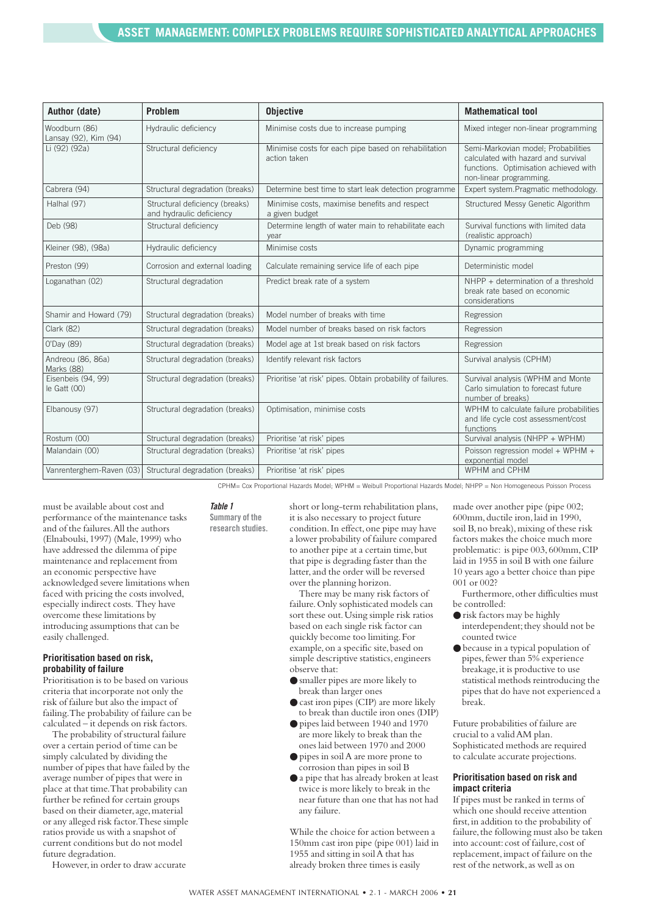| Author (date) | Problem | Objective | Mathematical tool |
|---|---|---|---|
| Woodburn (86) Lansay (92), Kim (94) | Hydraulic deficiency | Minimise costs due to increase pumping | Mixed integer non-linear programming |
| Li (92) (92a) | Structural deficiency | Minimise costs for each pipe based on rehabilitation action taken | Semi-Markovian model; Probabilities calculated with hazard and survival functions. Optimisation achieved with non-linear programming. |
| Cabrera (94) | Structural degradation (breaks) | Determine best time to start leak detection programme | Expert system. Pragmatic methodology. |
| Halhal (97) | Structural deficiency (breaks) and hydraulic deficiency | Minimise costs, maximise benefits and respect a given budget | Structured Messy Genetic Algorithm |
| Deb (98) | Structural deficiency | Determine length of water main to rehabilitate each year | Survival functions with limited data (realistic approach) |
| Kleiner (98), (98a) | Hydraulic deficiency | Minimise costs | Dynamic programming |
| Preston (99) | Corrosion and external loading | Calculate remaining service life of each pipe | Deterministic model |
| Loganathan (02) | Structural degradation | Predict break rate of a system | NHPP + determination of a threshold break rate based on economic considerations |
| Shamir and Howard (79) | Structural degradation (breaks) | Model number of breaks with time | Regression |
| Clark (82) | Structural degradation (breaks) | Model number of breaks based on risk factors | Regression |
| O'Day (89) | Structural degradation (breaks) | Model age at 1st break based on risk factors | Regression |
| Andreou (86, 86a) Marks (88) | Structural degradation (breaks) | Identify relevant risk factors | Survival analysis (CPHM) |
| Eisenbeis (94, 99) le Gatt (00) | Structural degradation (breaks) | Prioritise 'at risk' pipes. Obtain probability of failures. | Survival analysis (WPHM and Monte Carlo simulation to forecast future number of breaks) |
| Elbanousy (97) | Structural degradation (breaks) | Optimisation, minimise costs | WPHM to calculate failure probabilities and life cycle cost assessment/cost functions |
| Rostum (00) | Structural degradation (breaks) | Prioritise 'at risk' pipes | Survival analysis (NHPP + WPHM) |
| Malandain (00) | Structural degradation (breaks) | Prioritise 'at risk' pipes | Poisson regression model + WPHM + exponential model |
| Vanrenterghem-Raven (03) | Structural degradation (breaks) | Prioritise 'at risk' pipes | WPHM and CPHM |

CPHM= Cox Proportional Hazards Model; WPHM = Weibull Proportional Hazards Model; NHPP = Non Homogeneous Poisson Process

***Table 1***
**Summary of the research studies.**

must be available about cost and performance of the maintenance tasks and of the failures. All the authors (Elnaboulsi, 1997) (Male, 1999) who have addressed the dilemma of pipe maintenance and replacement from an economic perspective have acknowledged severe limitations when faced with pricing the costs involved, especially indirect costs. They have overcome these limitations by introducing assumptions that can be easily challenged.

### Prioritisation based on risk, probability of failure

Prioritisation is to be based on various criteria that incorporate not only the risk of failure but also the impact of failing. The probability of failure can be calculated – it depends on risk factors.

The probability of structural failure over a certain period of time can be simply calculated by dividing the number of pipes that have failed by the average number of pipes that were in place at that time. That probability can further be refined for certain groups based on their diameter, age, material or any alleged risk factor. These simple ratios provide us with a snapshot of current conditions but do not model future degradation.

However, in order to draw accurate short or long-term rehabilitation plans, it is also necessary to project future condition. In effect, one pipe may have a lower probability of failure compared to another pipe at a certain time, but that pipe is degrading faster than the latter, and the order will be reversed over the planning horizon.

There may be many risk factors of failure. Only sophisticated models can sort these out. Using simple risk ratios based on each single risk factor can quickly become too limiting. For example, on a specific site, based on simple descriptive statistics, engineers observe that:

- smaller pipes are more likely to break than larger ones
- cast iron pipes (CIP) are more likely to break than ductile iron ones (DIP)
- pipes laid between 1940 and 1970 are more likely to break than the ones laid between 1970 and 2000
- pipes in soil A are more prone to corrosion than pipes in soil B
- a pipe that has already broken at least twice is more likely to break in the near future than one that has not had any failure.

While the choice for action between a 150mm cast iron pipe (pipe 001) laid in 1955 and sitting in soil A that has already broken three times is easily made over another pipe (pipe 002; 600mm, ductile iron, laid in 1990, soil B, no break), mixing of these risk factors makes the choice much more problematic: is pipe 003, 600mm, CIP laid in 1955 in soil B with one failure 10 years ago a better choice than pipe 001 or 002?

Furthermore, other difficulties must be controlled:

- risk factors may be highly interdependent; they should not be counted twice
- because in a typical population of pipes, fewer than 5% experience breakage, it is productive to use statistical methods reintroducing the pipes that do have not experienced a break.

Future probabilities of failure are crucial to a valid AM plan. Sophisticated methods are required to calculate accurate projections.

### Prioritisation based on risk and impact criteria

If pipes must be ranked in terms of which one should receive attention first, in addition to the probability of failure, the following must also be taken into account: cost of failure, cost of replacement, impact of failure on the rest of the network, as well as on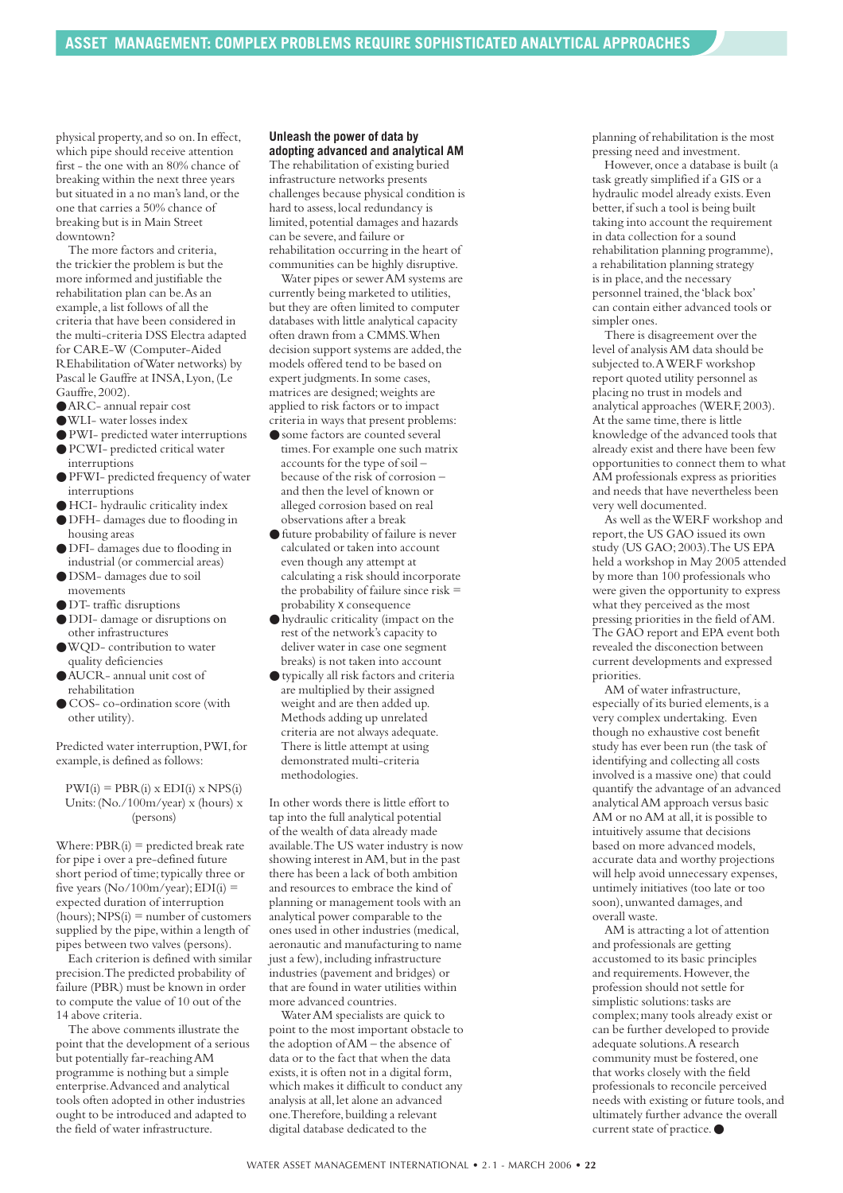physical property, and so on. In effect, which pipe should receive attention first - the one with an 80% chance of breaking within the next three years but situated in a no man's land, or the one that carries a 50% chance of breaking but is in Main Street downtown?

The more factors and criteria, the trickier the problem is but the more informed and justifiable the rehabilitation plan can be. As an example, a list follows of all the criteria that have been considered in the multi-criteria DSS Electra adapted for CARE-W (Computer-Aided REhabilitation of Water networks) by Pascal le Gauffre at INSA, Lyon, (Le Gauffre, 2002).

- ARC- annual repair cost
- WLI- water losses index
- PWI- predicted water interruptions
- PCWI- predicted critical water interruptions
- PFWI- predicted frequency of water interruptions
- HCI- hydraulic criticality index
- DFH- damages due to flooding in housing areas
- DFI- damages due to flooding in industrial (or commercial areas)
- DSM- damages due to soil movements
- DT- traffic disruptions
- DDI- damage or disruptions on other infrastructures
- WQD- contribution to water quality deficiencies
- AUCR- annual unit cost of rehabilitation
- COS- co-ordination score (with other utility).

Predicted water interruption, PWI, for example, is defined as follows:

$$PWI(i) = PBR(i) \times EDI(i) \times NPS(i)$$

Units: (No./100m/year) x (hours) x (persons)

Where: PBR(i) = predicted break rate for pipe i over a pre-defined future short period of time; typically three or five years (No/100m/year); EDI(i) = expected duration of interruption (hours); NPS(i) = number of customers supplied by the pipe, within a length of pipes between two valves (persons).

Each criterion is defined with similar precision. The predicted probability of failure (PBR) must be known in order to compute the value of 10 out of the 14 above criteria.

The above comments illustrate the point that the development of a serious but potentially far-reaching AM programme is nothing but a simple enterprise. Advanced and analytical tools often adopted in other industries ought to be introduced and adapted to the field of water infrastructure.

### Unleash the power of data by adopting advanced and analytical AM

The rehabilitation of existing buried infrastructure networks presents challenges because physical condition is hard to assess, local redundancy is limited, potential damages and hazards can be severe, and failure or rehabilitation occurring in the heart of communities can be highly disruptive.

Water pipes or sewer AM systems are currently being marketed to utilities, but they are often limited to computer databases with little analytical capacity often drawn from a CMMS. When decision support systems are added, the models offered tend to be based on expert judgments. In some cases, matrices are designed; weights are applied to risk factors or to impact criteria in ways that present problems:

- some factors are counted several times. For example one such matrix accounts for the type of soil – because of the risk of corrosion – and then the level of known or alleged corrosion based on real observations after a break
- future probability of failure is never calculated or taken into account even though any attempt at calculating a risk should incorporate the probability of failure since risk = probability x consequence
- hydraulic criticality (impact on the rest of the network's capacity to deliver water in case one segment breaks) is not taken into account
- typically all risk factors and criteria are multiplied by their assigned weight and are then added up. Methods adding up unrelated criteria are not always adequate. There is little attempt at using demonstrated multi-criteria methodologies.

In other words there is little effort to tap into the full analytical potential of the wealth of data already made available. The US water industry is now showing interest in AM, but in the past there has been a lack of both ambition and resources to embrace the kind of planning or management tools with an analytical power comparable to the ones used in other industries (medical, aeronautic and manufacturing to name just a few), including infrastructure industries (pavement and bridges) or that are found in water utilities within more advanced countries.

Water AM specialists are quick to point to the most important obstacle to the adoption of AM – the absence of data or to the fact that when the data exists, it is often not in a digital form, which makes it difficult to conduct any analysis at all, let alone an advanced one. Therefore, building a relevant digital database dedicated to the planning of rehabilitation is the most pressing need and investment.

However, once a database is built (a task greatly simplified if a GIS or a hydraulic model already exists. Even better, if such a tool is being built taking into account the requirement in data collection for a sound rehabilitation planning programme), a rehabilitation planning strategy is in place, and the necessary personnel trained, the 'black box' can contain either advanced tools or simpler ones.

There is disagreement over the level of analysis AM data should be subjected to. A WERF workshop report quoted utility personnel as placing no trust in models and analytical approaches (WERF, 2003). At the same time, there is little knowledge of the advanced tools that already exist and there have been few opportunities to connect them to what AM professionals express as priorities and needs that have nevertheless been very well documented.

As well as the WERF workshop and report, the US GAO issued its own study (US GAO; 2003). The US EPA held a workshop in May 2005 attended by more than 100 professionals who were given the opportunity to express what they perceived as the most pressing priorities in the field of AM. The GAO report and EPA event both revealed the disconection between current developments and expressed priorities.

AM of water infrastructure, especially of its buried elements, is a very complex undertaking. Even though no exhaustive cost benefit study has ever been run (the task of identifying and collecting all costs involved is a massive one) that could quantify the advantage of an advanced analytical AM approach versus basic AM or no AM at all, it is possible to intuitively assume that decisions based on more advanced models, accurate data and worthy projections will help avoid unnecessary expenses, untimely initiatives (too late or too soon), unwanted damages, and overall waste.

AM is attracting a lot of attention and professionals are getting accustomed to its basic principles and requirements. However, the profession should not settle for simplistic solutions: tasks are complex; many tools already exist or can be further developed to provide adequate solutions. A research community must be fostered, one that works closely with the field professionals to reconcile perceived needs with existing or future tools, and ultimately further advance the overall current state of practice. ●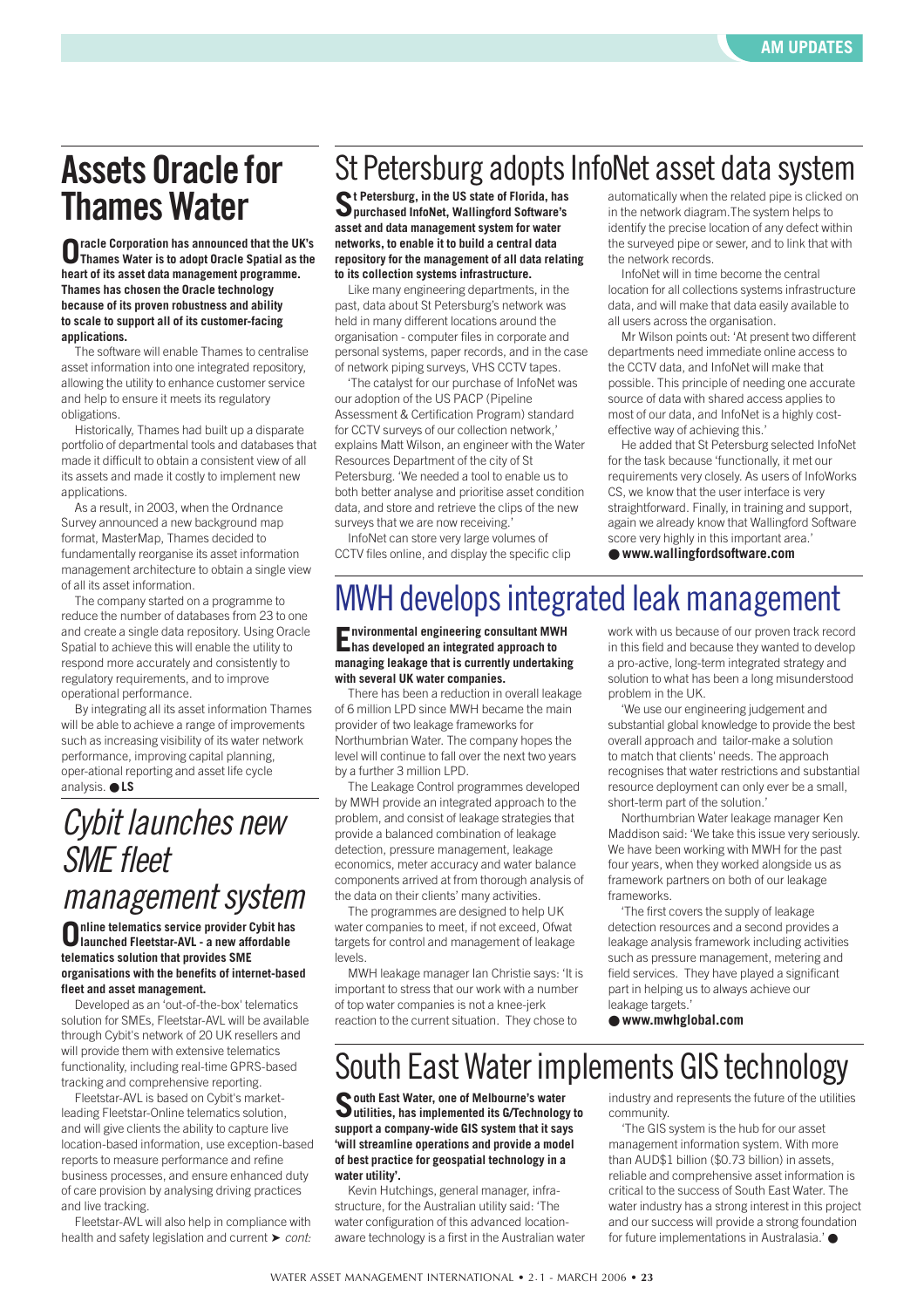# Assets Oracle for Thames Water

**Oracle Corporation has announced that the UK's Thames Water is to adopt Oracle Spatial as the heart of its asset data management programme. Thames has chosen the Oracle technology because of its proven robustness and ability to scale to support all of its customer-facing applications.**

The software will enable Thames to centralise asset information into one integrated repository, allowing the utility to enhance customer service and help to ensure it meets its regulatory obligations.

Historically, Thames had built up a disparate portfolio of departmental tools and databases that made it difficult to obtain a consistent view of all its assets and made it costly to implement new applications.

As a result, in 2003, when the Ordnance Survey announced a new background map format, MasterMap, Thames decided to fundamentally reorganise its asset information management architecture to obtain a single view of all its asset information.

The company started on a programme to reduce the number of databases from 23 to one and create a single data repository. Using Oracle Spatial to achieve this will enable the utility to respond more accurately and consistently to regulatory requirements, and to improve operational performance.

By integrating all its asset information Thames will be able to achieve a range of improvements such as increasing visibility of its water network performance, improving capital planning, oper-ational reporting and asset life cycle analysis. ● **LS**

## *Cybit launches new SME fleet management system*

**Online telematics service provider Cybit has launched Fleetstar-AVL - a new affordable telematics solution that provides SME organisations with the benefits of internet-based fleet and asset management.**

Developed as an 'out-of-the-box' telematics solution for SMEs, Fleetstar-AVL will be available through Cybit's network of 20 UK resellers and will provide them with extensive telematics functionality, including real-time GPRS-based tracking and comprehensive reporting.

Fleetstar-AVL is based on Cybit's market-leading Fleetstar-Online telematics solution, and will give clients the ability to capture live location-based information, use exception-based reports to measure performance and refine business processes, and ensure enhanced duty of care provision by analysing driving practices and live tracking.

Fleetstar-AVL will also help in compliance with health and safety legislation and current ➤ *cont:*

# St Petersburg adopts InfoNet asset data system

**St Petersburg, in the US state of Florida, has purchased InfoNet, Wallingford Software's asset and data management system for water networks, to enable it to build a central data repository for the management of all data relating to its collection systems infrastructure.**

Like many engineering departments, in the past, data about St Petersburg's network was held in many different locations around the organisation - computer files in corporate and personal systems, paper records, and in the case of network piping surveys, VHS CCTV tapes.

'The catalyst for our purchase of InfoNet was our adoption of the US PACP (Pipeline Assessment & Certification Program) standard for CCTV surveys of our collection network,' explains Matt Wilson, an engineer with the Water Resources Department of the city of St Petersburg. 'We needed a tool to enable us to both better analyse and prioritise asset condition data, and store and retrieve the clips of the new surveys that we are now receiving.'

InfoNet can store very large volumes of CCTV files online, and display the specific clip automatically when the related pipe is clicked on in the network diagram.The system helps to identify the precise location of any defect within the surveyed pipe or sewer, and to link that with the network records.

InfoNet will in time become the central location for all collections systems infrastructure data, and will make that data easily available to all users across the organisation.

Mr Wilson points out: 'At present two different departments need immediate online access to the CCTV data, and InfoNet will make that possible. This principle of needing one accurate source of data with shared access applies to most of our data, and InfoNet is a highly cost-effective way of achieving this.'

He added that St Petersburg selected InfoNet for the task because 'functionally, it met our requirements very closely. As users of InfoWorks CS, we know that the user interface is very straightforward. Finally, in training and support, again we already know that Wallingford Software score very highly in this important area.'

● **www.wallingfordsoftware.com**

# MWH develops integrated leak management

**Environmental engineering consultant MWH has developed an integrated approach to managing leakage that is currently undertaking with several UK water companies.**

There has been a reduction in overall leakage of 6 million LPD since MWH became the main provider of two leakage frameworks for Northumbrian Water. The company hopes the level will continue to fall over the next two years by a further 3 million LPD.

The Leakage Control programmes developed by MWH provide an integrated approach to the problem, and consist of leakage strategies that provide a balanced combination of leakage detection, pressure management, leakage economics, meter accuracy and water balance components arrived at from thorough analysis of the data on their clients' many activities.

The programmes are designed to help UK water companies to meet, if not exceed, Ofwat targets for control and management of leakage levels.

MWH leakage manager Ian Christie says: 'It is important to stress that our work with a number of top water companies is not a knee-jerk reaction to the current situation. They chose to work with us because of our proven track record in this field and because they wanted to develop a pro-active, long-term integrated strategy and solution to what has been a long misunderstood problem in the UK.

'We use our engineering judgement and substantial global knowledge to provide the best overall approach and tailor-make a solution to match that clients' needs. The approach recognises that water restrictions and substantial resource deployment can only ever be a small, short-term part of the solution.'

Northumbrian Water leakage manager Ken Maddison said: 'We take this issue very seriously. We have been working with MWH for the past four years, when they worked alongside us as framework partners on both of our leakage frameworks.

'The first covers the supply of leakage detection resources and a second provides a leakage analysis framework including activities such as pressure management, metering and field services. They have played a significant part in helping us to always achieve our leakage targets.'

● **www.mwhglobal.com**

# South East Water implements GIS technology

**South East Water, one of Melbourne's water utilities, has implemented its G/Technology to support a company-wide GIS system that it says 'will streamline operations and provide a model of best practice for geospatial technology in a water utility'.**

Kevin Hutchings, general manager, infra-structure, for the Australian utility said: 'The water configuration of this advanced location-aware technology is a first in the Australian water industry and represents the future of the utilities community.

'The GIS system is the hub for our asset management information system. With more than AUD$1 billion ($0.73 billion) in assets, reliable and comprehensive asset information is critical to the success of South East Water. The water industry has a strong interest in this project and our success will provide a strong foundation for future implementations in Australasia.' ●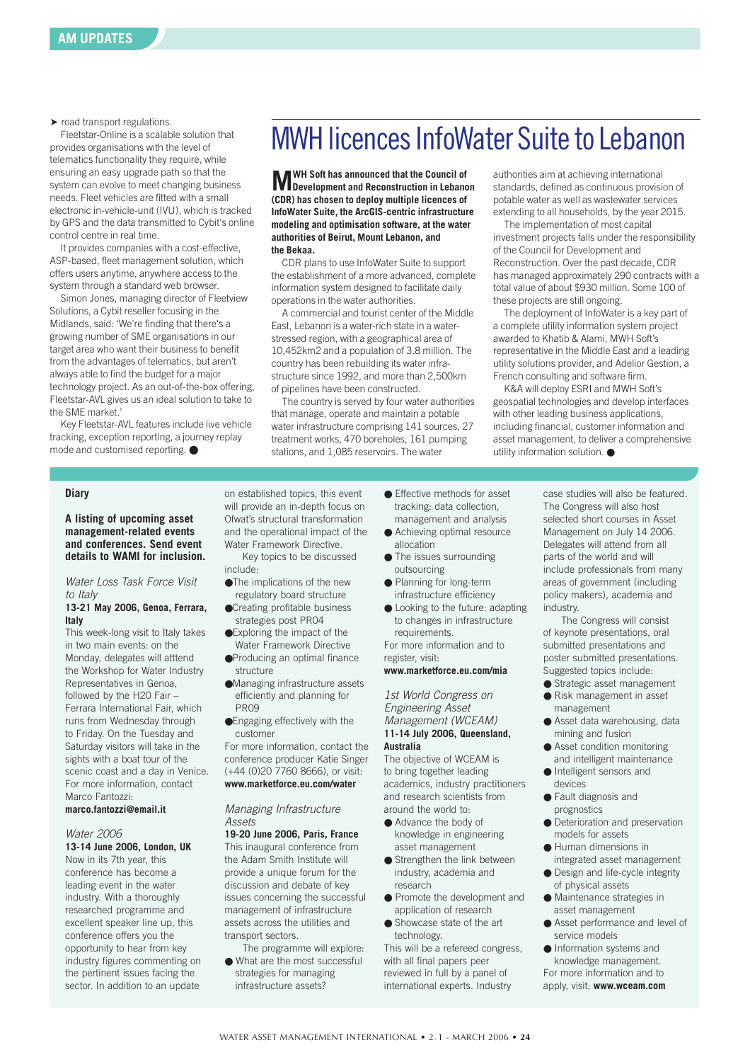➤ road transport regulations.

Fleetstar-Online is a scalable solution that provides organisations with the level of telematics functionality they require, while ensuring an easy upgrade path so that the system can evolve to meet changing business needs. Fleet vehicles are fitted with a small electronic in-vehicle-unit (IVU), which is tracked by GPS and the data transmitted to Cybit's online control centre in real time.

It provides companies with a cost-effective, ASP-based, fleet management solution, which offers users anytime, anywhere access to the system through a standard web browser.

Simon Jones, managing director of Fleetview Solutions, a Cybit reseller focusing in the Midlands, said: 'We're finding that there's a growing number of SME organisations in our target area who want their business to benefit from the advantages of telematics, but aren't always able to find the budget for a major technology project. As an out-of-the-box offering, Fleetstar-AVL gives us an ideal solution to take to the SME market.'

Key Fleetstar-AVL features include live vehicle tracking, exception reporting, a journey replay mode and customised reporting. ●

# MWH licences InfoWater Suite to Lebanon

**MWH Soft has announced that the Council of Development and Reconstruction in Lebanon (CDR) has chosen to deploy multiple licences of InfoWater Suite, the ArcGIS-centric infrastructure modeling and optimisation software, at the water authorities of Beirut, Mount Lebanon, and the Bekaa.**

CDR plans to use InfoWater Suite to support the establishment of a more advanced, complete information system designed to facilitate daily operations in the water authorities.

A commercial and tourist center of the Middle East, Lebanon is a water-rich state in a water-stressed region, with a geographical area of 10,452km2 and a population of 3.8 million. The country has been rebuilding its water infrastructure since 1992, and more than 2,500km of pipelines have been constructed.

The country is served by four water authorities that manage, operate and maintain a potable water infrastructure comprising 141 sources, 27 treatment works, 470 boreholes, 161 pumping stations, and 1,085 reservoirs. The water authorities aim at achieving international standards, defined as continuous provision of potable water as well as wastewater services extending to all households, by the year 2015.

The implementation of most capital investment projects falls under the responsibility of the Council for Development and Reconstruction. Over the past decade, CDR has managed approximately 290 contracts with a total value of about $930 million. Some 100 of these projects are still ongoing.

The deployment of InfoWater is a key part of a complete utility information system project awarded to Khatib & Alami, MWH Soft's representative in the Middle East and a leading utility solutions provider, and Adelior Gestion, a French consulting and software firm.

K&A will deploy ESRI and MWH Soft's geospatial technologies and develop interfaces with other leading business applications, including financial, customer information and asset management, to deliver a comprehensive utility information solution. ●

## Diary

**A listing of upcoming asset management-related events and conferences. Send event details to WAMI for inclusion.**

*Water Loss Task Force Visit to Italy*

**13-21 May 2006, Genoa, Ferrara, Italy**

This week-long visit to Italy takes in two main events: on the Monday, delegates will atttend the Workshop for Water Industry Representatives in Genoa, followed by the H2O Fair – Ferrara International Fair, which runs from Wednesday through to Friday. On the Tuesday and Saturday visitors will take in the sights with a boat tour of the scenic coast and a day in Venice. For more information, contact Marco Fantozzi: **marco.fantozzi@email.it**

*Water 2006*

**13-14 June 2006, London, UK**

Now in its 7th year, this conference has become a leading event in the water industry. With a thoroughly researched programme and excellent speaker line up, this conference offers you the opportunity to hear from key industry figures commenting on the pertinent issues facing the sector. In addition to an update on established topics, this event will provide an in-depth focus on Ofwat's structural transformation and the operational impact of the Water Framework Directive.

Key topics to be discussed include:

- The implications of the new regulatory board structure
- Creating profitable business strategies post PR04
- Exploring the impact of the Water Framework Directive
- Producing an optimal finance structure
- Managing infrastructure assets efficiently and planning for PR09
- Engaging effectively with the customer

For more information, contact the conference producer Katie Singer (+44 (0)20 7760 8666), or visit: **www.marketforce.eu.com/water**

*Managing Infrastructure Assets*

**19-20 June 2006, Paris, France**

This inaugural conference from the Adam Smith Institute will provide a unique forum for the discussion and debate of key issues concerning the successful management of infrastructure assets across the utilities and transport sectors.

The programme will explore:

- What are the most successful strategies for managing infrastructure assets?
- Effective methods for asset tracking: data collection, management and analysis
- Achieving optimal resource allocation
- The issues surrounding outsourcing
- Planning for long-term infrastructure efficiency
- Looking to the future: adapting to changes in infrastructure requirements.

For more information and to register, visit: **www.marketforce.eu.com/mia**

*1st World Congress on Engineering Asset Management (WCEAM)*

**11-14 July 2006, Queensland, Australia**

The objective of WCEAM is to bring together leading academics, industry practitioners and research scientists from around the world to:

- Advance the body of knowledge in engineering asset management
- Strengthen the link between industry, academia and research
- Promote the development and application of research
- Showcase state of the art technology.

This will be a refereed congress, with all final papers peer reviewed in full by a panel of international experts. Industry case studies will also be featured. The Congress will also host selected short courses in Asset Management on July 14 2006. Delegates will attend from all parts of the world and will include professionals from many areas of government (including policy makers), academia and industry.

The Congress will consist of keynote presentations, oral submitted presentations and poster submitted presentations. Suggested topics include:

- Strategic asset management
- Risk management in asset management
- Asset data warehousing, data mining and fusion
- Asset condition monitoring and intelligent maintenance
- Intelligent sensors and devices
- Fault diagnosis and prognostics
- Deterioration and preservation models for assets
- Human dimensions in integrated asset management
- Design and life-cycle integrity of physical assets
- Maintenance strategies in asset management
- Asset performance and level of service models
- Information systems and knowledge management.

For more information and to apply, visit: **www.wceam.com**